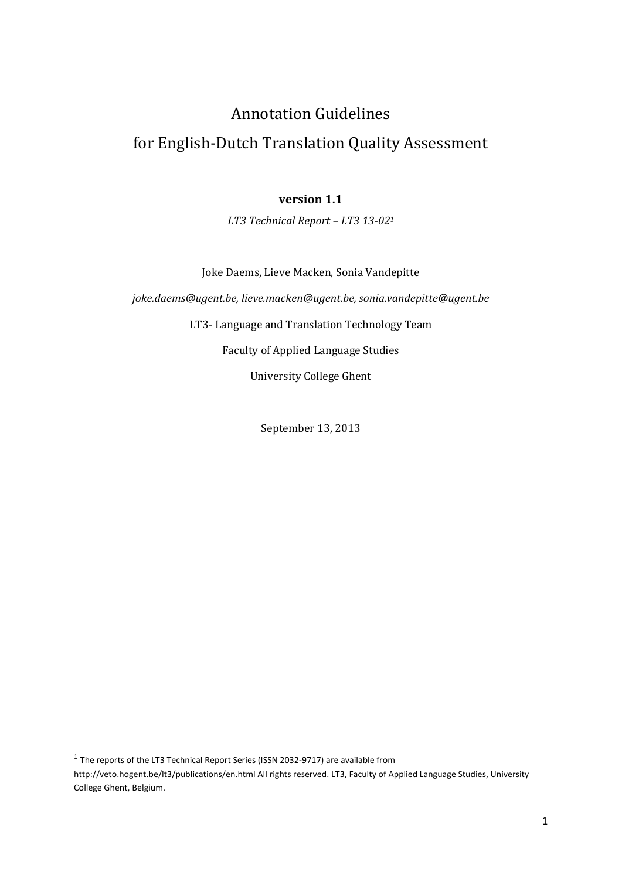# Annotation Guidelines for English-Dutch Translation Quality Assessment

**version 1.1**

*LT3 Technical Report – LT3 13-02*[1]

Joke Daems, Lieve Macken, Sonia Vandepitte

*joke.daems@ugent.be, lieve.macken@ugent.be, sonia.vandepitte@ugent.be*

LT3- Language and Translation Technology Team

Faculty of Applied Language Studies

University College Ghent

September 13, 2013

---

[1] The reports of the LT3 Technical Report Series (ISSN 2032-9717) are available from http://veto.hogent.be/lt3/publications/en.html All rights reserved. LT3, Faculty of Applied Language Studies, University College Ghent, Belgium.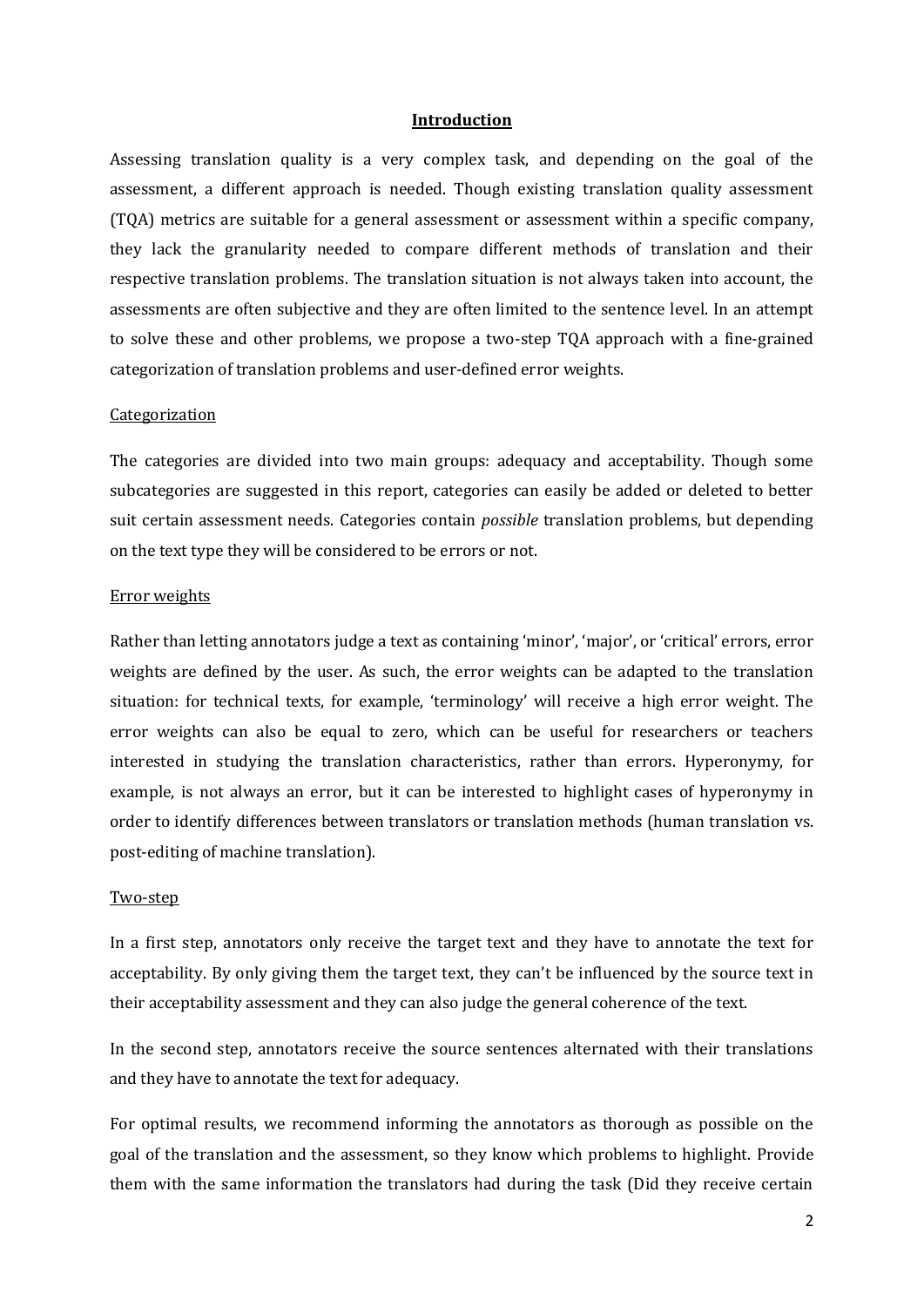## Introduction

Assessing translation quality is a very complex task, and depending on the goal of the assessment, a different approach is needed. Though existing translation quality assessment (TQA) metrics are suitable for a general assessment or assessment within a specific company, they lack the granularity needed to compare different methods of translation and their respective translation problems. The translation situation is not always taken into account, the assessments are often subjective and they are often limited to the sentence level. In an attempt to solve these and other problems, we propose a two-step TQA approach with a fine-grained categorization of translation problems and user-defined error weights.

### Categorization

The categories are divided into two main groups: adequacy and acceptability. Though some subcategories are suggested in this report, categories can easily be added or deleted to better suit certain assessment needs. Categories contain *possible* translation problems, but depending on the text type they will be considered to be errors or not.

### Error weights

Rather than letting annotators judge a text as containing 'minor', 'major', or 'critical' errors, error weights are defined by the user. As such, the error weights can be adapted to the translation situation: for technical texts, for example, 'terminology' will receive a high error weight. The error weights can also be equal to zero, which can be useful for researchers or teachers interested in studying the translation characteristics, rather than errors. Hyperonymy, for example, is not always an error, but it can be interested to highlight cases of hyperonymy in order to identify differences between translators or translation methods (human translation vs. post-editing of machine translation).

### Two-step

In a first step, annotators only receive the target text and they have to annotate the text for acceptability. By only giving them the target text, they can't be influenced by the source text in their acceptability assessment and they can also judge the general coherence of the text.

In the second step, annotators receive the source sentences alternated with their translations and they have to annotate the text for adequacy.

For optimal results, we recommend informing the annotators as thorough as possible on the goal of the translation and the assessment, so they know which problems to highlight. Provide them with the same information the translators had during the task (Did they receive certain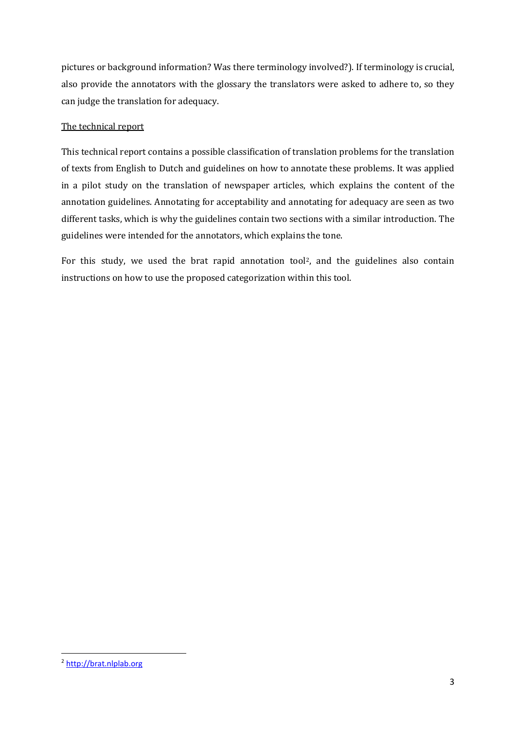pictures or background information? Was there terminology involved?). If terminology is crucial, also provide the annotators with the glossary the translators were asked to adhere to, so they can judge the translation for adequacy.

## The technical report

This technical report contains a possible classification of translation problems for the translation of texts from English to Dutch and guidelines on how to annotate these problems. It was applied in a pilot study on the translation of newspaper articles, which explains the content of the annotation guidelines. Annotating for acceptability and annotating for adequacy are seen as two different tasks, which is why the guidelines contain two sections with a similar introduction. The guidelines were intended for the annotators, which explains the tone.

For this study, we used the brat rapid annotation tool[2], and the guidelines also contain instructions on how to use the proposed categorization within this tool.

[2] http://brat.nlplab.org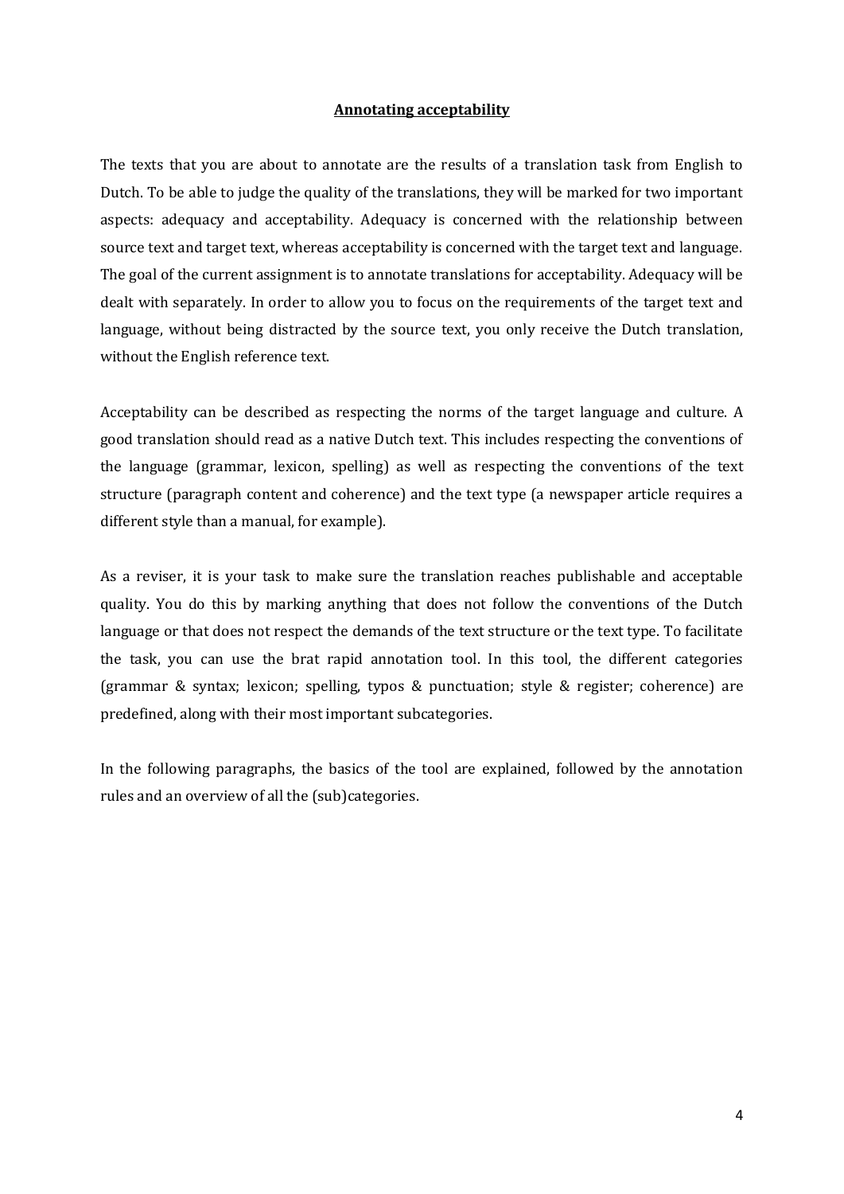## Annotating acceptability

The texts that you are about to annotate are the results of a translation task from English to Dutch. To be able to judge the quality of the translations, they will be marked for two important aspects: adequacy and acceptability. Adequacy is concerned with the relationship between source text and target text, whereas acceptability is concerned with the target text and language. The goal of the current assignment is to annotate translations for acceptability. Adequacy will be dealt with separately. In order to allow you to focus on the requirements of the target text and language, without being distracted by the source text, you only receive the Dutch translation, without the English reference text.

Acceptability can be described as respecting the norms of the target language and culture. A good translation should read as a native Dutch text. This includes respecting the conventions of the language (grammar, lexicon, spelling) as well as respecting the conventions of the text structure (paragraph content and coherence) and the text type (a newspaper article requires a different style than a manual, for example).

As a reviser, it is your task to make sure the translation reaches publishable and acceptable quality. You do this by marking anything that does not follow the conventions of the Dutch language or that does not respect the demands of the text structure or the text type. To facilitate the task, you can use the brat rapid annotation tool. In this tool, the different categories (grammar & syntax; lexicon; spelling, typos & punctuation; style & register; coherence) are predefined, along with their most important subcategories.

In the following paragraphs, the basics of the tool are explained, followed by the annotation rules and an overview of all the (sub)categories.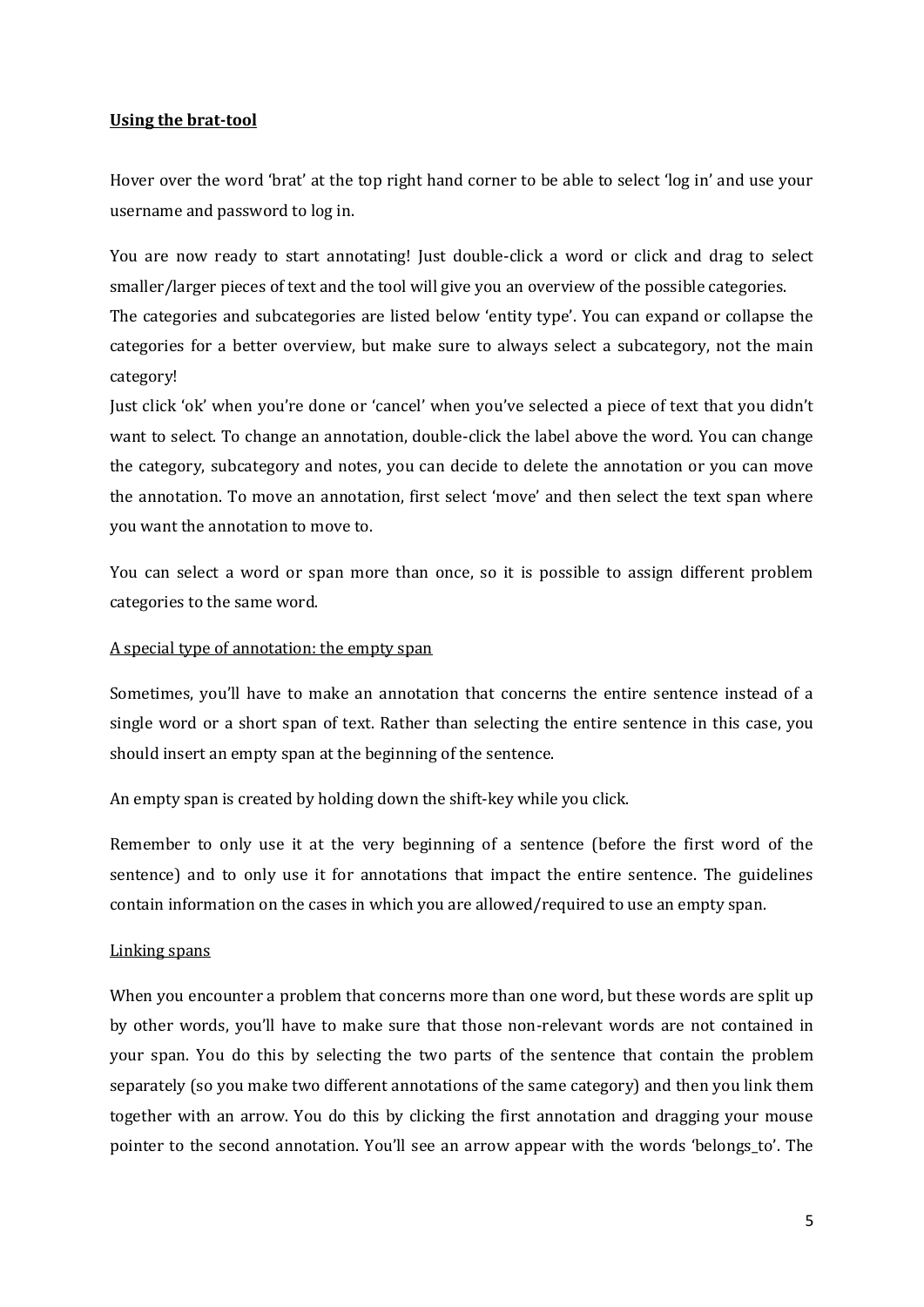## **Using the brat-tool**

Hover over the word 'brat' at the top right hand corner to be able to select 'log in' and use your username and password to log in.

You are now ready to start annotating! Just double-click a word or click and drag to select smaller/larger pieces of text and the tool will give you an overview of the possible categories. The categories and subcategories are listed below 'entity type'. You can expand or collapse the categories for a better overview, but make sure to always select a subcategory, not the main category!
Just click 'ok' when you're done or 'cancel' when you've selected a piece of text that you didn't want to select. To change an annotation, double-click the label above the word. You can change the category, subcategory and notes, you can decide to delete the annotation or you can move the annotation. To move an annotation, first select 'move' and then select the text span where you want the annotation to move to.

You can select a word or span more than once, so it is possible to assign different problem categories to the same word.

### A special type of annotation: the empty span

Sometimes, you'll have to make an annotation that concerns the entire sentence instead of a single word or a short span of text. Rather than selecting the entire sentence in this case, you should insert an empty span at the beginning of the sentence.

An empty span is created by holding down the shift-key while you click.

Remember to only use it at the very beginning of a sentence (before the first word of the sentence) and to only use it for annotations that impact the entire sentence. The guidelines contain information on the cases in which you are allowed/required to use an empty span.

### Linking spans

When you encounter a problem that concerns more than one word, but these words are split up by other words, you'll have to make sure that those non-relevant words are not contained in your span. You do this by selecting the two parts of the sentence that contain the problem separately (so you make two different annotations of the same category) and then you link them together with an arrow. You do this by clicking the first annotation and dragging your mouse pointer to the second annotation. You'll see an arrow appear with the words 'belongs_to'. The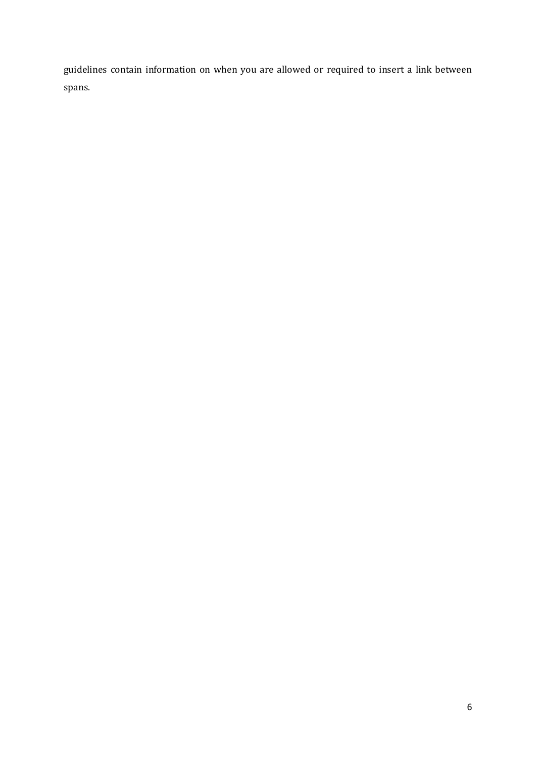guidelines contain information on when you are allowed or required to insert a link between spans.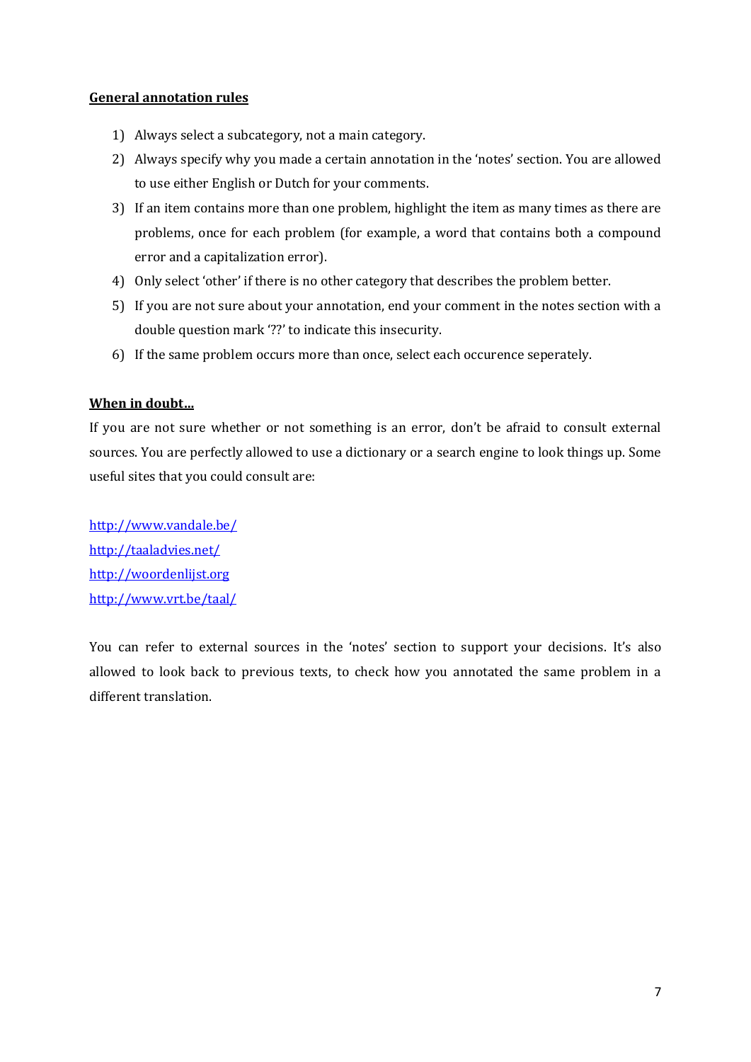**General annotation rules**

1) Always select a subcategory, not a main category.
2) Always specify why you made a certain annotation in the 'notes' section. You are allowed to use either English or Dutch for your comments.
3) If an item contains more than one problem, highlight the item as many times as there are problems, once for each problem (for example, a word that contains both a compound error and a capitalization error).
4) Only select 'other' if there is no other category that describes the problem better.
5) If you are not sure about your annotation, end your comment in the notes section with a double question mark '??' to indicate this insecurity.
6) If the same problem occurs more than once, select each occurence seperately.

**When in doubt…**

If you are not sure whether or not something is an error, don't be afraid to consult external sources. You are perfectly allowed to use a dictionary or a search engine to look things up. Some useful sites that you could consult are:

http://www.vandale.be/
http://taaladvies.net/
http://woordenlijst.org
http://www.vrt.be/taal/

You can refer to external sources in the 'notes' section to support your decisions. It's also allowed to look back to previous texts, to check how you annotated the same problem in a different translation.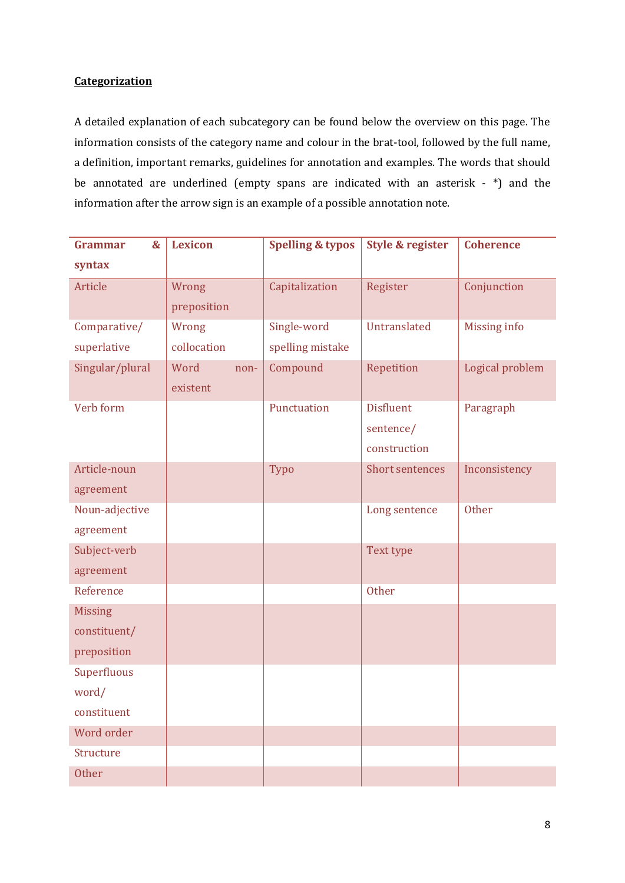**Categorization**

A detailed explanation of each subcategory can be found below the overview on this page. The information consists of the category name and colour in the brat-tool, followed by the full name, a definition, important remarks, guidelines for annotation and examples. The words that should be annotated are underlined (empty spans are indicated with an asterisk - *) and the information after the arrow sign is an example of a possible annotation note.

| Grammar & syntax | Lexicon | Spelling & typos | Style & register | Coherence |
|---|---|---|---|---|
| Article | Wrong preposition | Capitalization | Register | Conjunction |
| Comparative/ superlative | Wrong collocation | Single-word spelling mistake | Untranslated | Missing info |
| Singular/plural | Word non-existent | Compound | Repetition | Logical problem |
| Verb form | | Punctuation | Disfluent sentence/ construction | Paragraph |
| Article-noun agreement | | Typo | Short sentences | Inconsistency |
| Noun-adjective agreement | | | Long sentence | Other |
| Subject-verb agreement | | | Text type | |
| Reference | | | Other | |
| Missing constituent/ preposition | | | | |
| Superfluous word/ constituent | | | | |
| Word order | | | | |
| Structure | | | | |
| Other | | | | |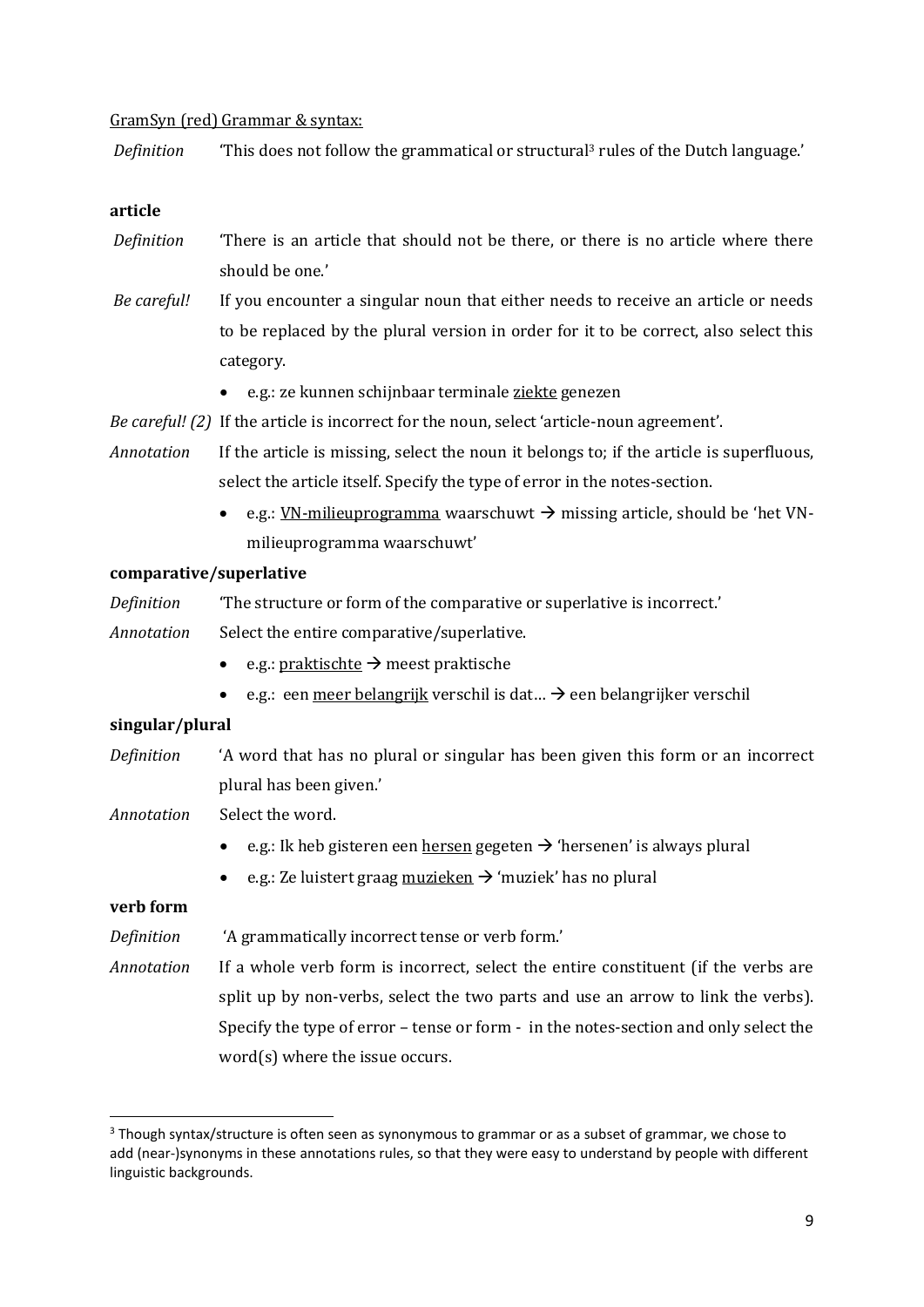GramSyn (red) Grammar & syntax:

*Definition* 'This does not follow the grammatical or structural[3] rules of the Dutch language.'

**article**

*Definition* 'There is an article that should not be there, or there is no article where there should be one.'

*Be careful!* If you encounter a singular noun that either needs to receive an article or needs to be replaced by the plural version in order for it to be correct, also select this category.

- e.g.: ze kunnen schijnbaar terminale ziekte genezen

*Be careful! (2)* If the article is incorrect for the noun, select 'article-noun agreement'.

*Annotation* If the article is missing, select the noun it belongs to; if the article is superfluous, select the article itself. Specify the type of error in the notes-section.

- e.g.: VN-milieuprogramma waarschuwt → missing article, should be 'het VN-milieuprogramma waarschuwt'

**comparative/superlative**

*Definition* 'The structure or form of the comparative or superlative is incorrect.'

*Annotation* Select the entire comparative/superlative.

- e.g.: praktischte → meest praktische
- e.g.: een meer belangrijk verschil is dat… → een belangrijker verschil

**singular/plural**

*Definition* 'A word that has no plural or singular has been given this form or an incorrect plural has been given.'

*Annotation* Select the word.

- e.g.: Ik heb gisteren een hersen gegeten → 'hersenen' is always plural
- e.g.: Ze luistert graag muzieken → 'muziek' has no plural

**verb form**

*Definition* 'A grammatically incorrect tense or verb form.'

*Annotation* If a whole verb form is incorrect, select the entire constituent (if the verbs are split up by non-verbs, select the two parts and use an arrow to link the verbs). Specify the type of error – tense or form - in the notes-section and only select the word(s) where the issue occurs.

---

[3] Though syntax/structure is often seen as synonymous to grammar or as a subset of grammar, we chose to add (near-)synonyms in these annotations rules, so that they were easy to understand by people with different linguistic backgrounds.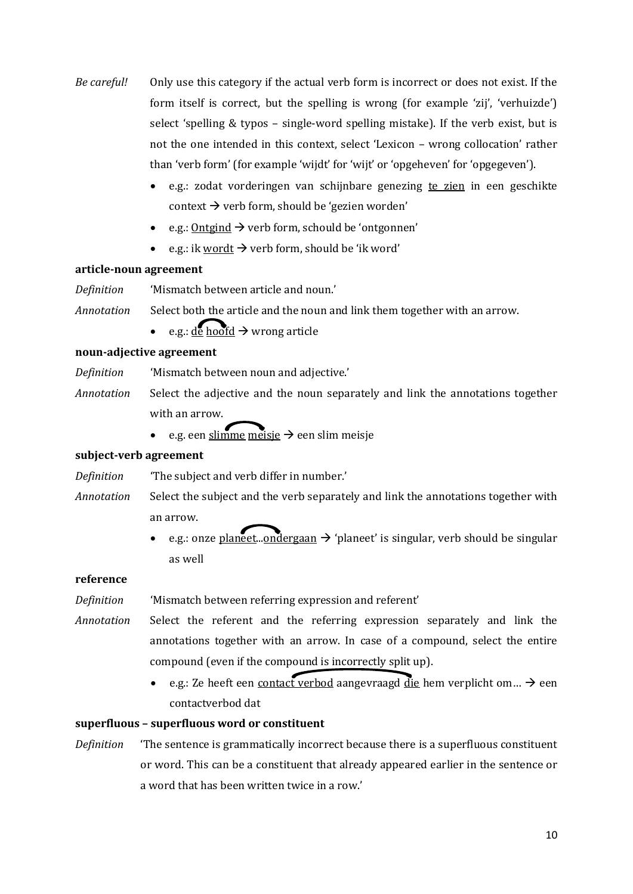*Be careful!* Only use this category if the actual verb form is incorrect or does not exist. If the form itself is correct, but the spelling is wrong (for example 'zij', 'verhuizde') select 'spelling & typos – single-word spelling mistake). If the verb exist, but is not the one intended in this context, select 'Lexicon – wrong collocation' rather than 'verb form' (for example 'wijdt' for 'wijt' or 'opgeheven' for 'opgegeven').

- e.g.: zodat vorderingen van schijnbare genezing <u>te zien</u> in een geschikte context → verb form, should be 'gezien worden'
- e.g.: <u>Ontgind</u> → verb form, schould be 'ontgonnen'
- e.g.: ik <u>wordt</u> → verb form, should be 'ik word'

**article-noun agreement**

*Definition* 'Mismatch between article and noun.'

*Annotation* Select both the article and the noun and link them together with an arrow.

- e.g.: <u>de</u> <u>hoofd</u> → wrong article

**noun-adjective agreement**

*Definition* 'Mismatch between noun and adjective.'

*Annotation* Select the adjective and the noun separately and link the annotations together with an arrow.

- e.g. een <u>slimme</u> <u>meisje</u> → een slim meisje

**subject-verb agreement**

*Definition* 'The subject and verb differ in number.'

*Annotation* Select the subject and the verb separately and link the annotations together with an arrow.

- e.g.: onze <u>planeet</u>...<u>ondergaan</u> → 'planeet' is singular, verb should be singular as well

**reference**

*Definition* 'Mismatch between referring expression and referent'

*Annotation* Select the referent and the referring expression separately and link the annotations together with an arrow. In case of a compound, select the entire compound (even if the compound is incorrectly split up).

- e.g.: Ze heeft een <u>contact verbod</u> aangevraagd <u>die</u> hem verplicht om… → een contactverbod dat

**superfluous – superfluous word or constituent**

*Definition* 'The sentence is grammatically incorrect because there is a superfluous constituent or word. This can be a constituent that already appeared earlier in the sentence or a word that has been written twice in a row.'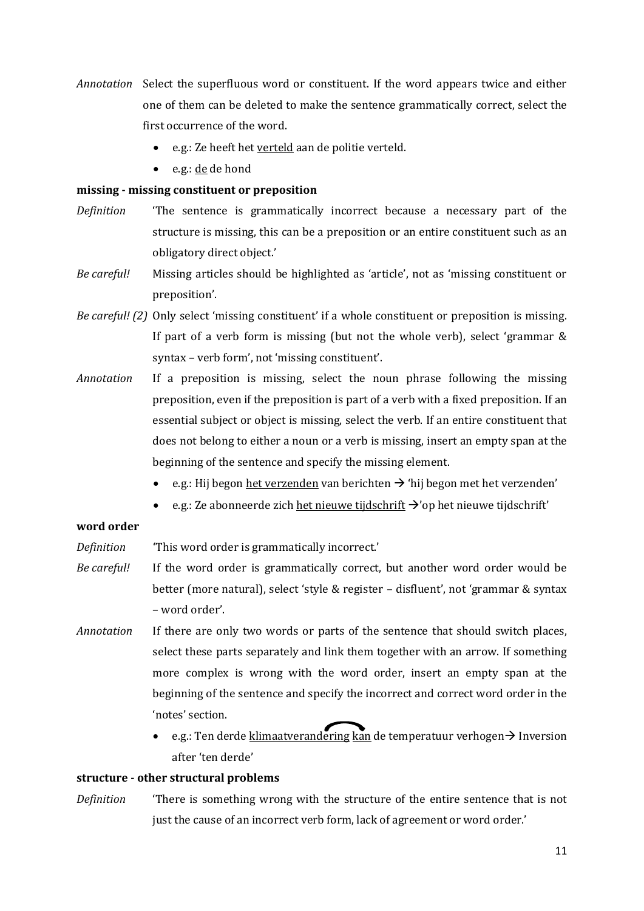*Annotation* Select the superfluous word or constituent. If the word appears twice and either one of them can be deleted to make the sentence grammatically correct, select the first occurrence of the word.

- e.g.: Ze heeft het <u>verteld</u> aan de politie verteld.
- e.g.: <u>de</u> de hond

**missing - missing constituent or preposition**

*Definition* 'The sentence is grammatically incorrect because a necessary part of the structure is missing, this can be a preposition or an entire constituent such as an obligatory direct object.'

*Be careful!* Missing articles should be highlighted as 'article', not as 'missing constituent or preposition'.

*Be careful! (2)* Only select 'missing constituent' if a whole constituent or preposition is missing. If part of a verb form is missing (but not the whole verb), select 'grammar & syntax – verb form', not 'missing constituent'.

*Annotation* If a preposition is missing, select the noun phrase following the missing preposition, even if the preposition is part of a verb with a fixed preposition. If an essential subject or object is missing, select the verb. If an entire constituent that does not belong to either a noun or a verb is missing, insert an empty span at the beginning of the sentence and specify the missing element.

- e.g.: Hij begon <u>het verzenden</u> van berichten → 'hij begon met het verzenden'
- e.g.: Ze abonneerde zich <u>het nieuwe tijdschrift</u> →'op het nieuwe tijdschrift'

**word order**

*Definition* 'This word order is grammatically incorrect.'

*Be careful!* If the word order is grammatically correct, but another word order would be better (more natural), select 'style & register – disfluent', not 'grammar & syntax – word order'.

*Annotation* If there are only two words or parts of the sentence that should switch places, select these parts separately and link them together with an arrow. If something more complex is wrong with the word order, insert an empty span at the beginning of the sentence and specify the incorrect and correct word order in the 'notes' section.

- e.g.: Ten derde <u>klimaatverandering</u> <u>kan</u> de temperatuur verhogen→ Inversion after 'ten derde'

**structure - other structural problems**

*Definition* 'There is something wrong with the structure of the entire sentence that is not just the cause of an incorrect verb form, lack of agreement or word order.'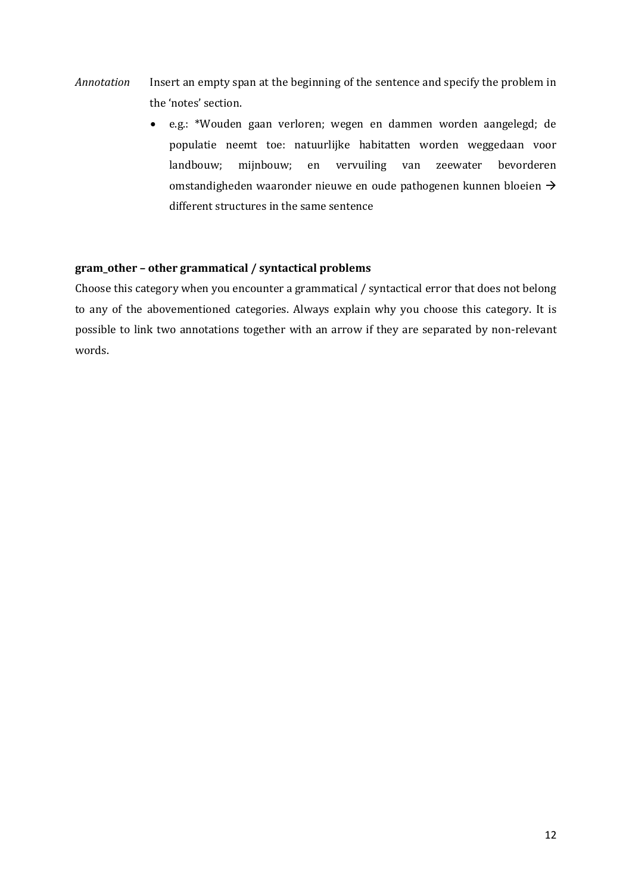*Annotation* Insert an empty span at the beginning of the sentence and specify the problem in the 'notes' section.

- e.g.: *Wouden gaan verloren; wegen en dammen worden aangelegd; de populatie neemt toe: natuurlijke habitatten worden weggedaan voor landbouw; mijnbouw; en vervuiling van zeewater bevorderen omstandigheden waaronder nieuwe en oude pathogenen kunnen bloeien → different structures in the same sentence

**gram_other – other grammatical / syntactical problems**

Choose this category when you encounter a grammatical / syntactical error that does not belong to any of the abovementioned categories. Always explain why you choose this category. It is possible to link two annotations together with an arrow if they are separated by non-relevant words.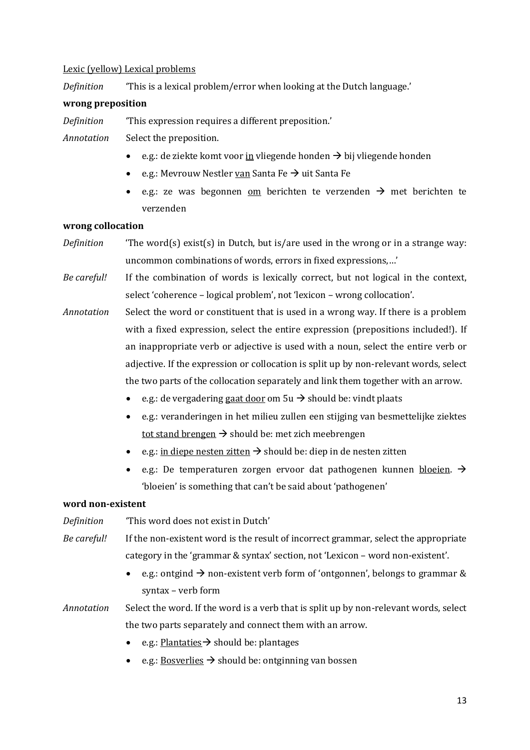<u>Lexic (yellow) Lexical problems</u>

*Definition* 'This is a lexical problem/error when looking at the Dutch language.'

**wrong preposition**

*Definition* 'This expression requires a different preposition.'

*Annotation* Select the preposition.

- e.g.: de ziekte komt voor <u>in</u> vliegende honden → bij vliegende honden
- e.g.: Mevrouw Nestler <u>van</u> Santa Fe → uit Santa Fe
- e.g.: ze was begonnen <u>om</u> berichten te verzenden → met berichten te verzenden

**wrong collocation**

*Definition* 'The word(s) exist(s) in Dutch, but is/are used in the wrong or in a strange way: uncommon combinations of words, errors in fixed expressions,…'

*Be careful!* If the combination of words is lexically correct, but not logical in the context, select 'coherence – logical problem', not 'lexicon – wrong collocation'.

*Annotation* Select the word or constituent that is used in a wrong way. If there is a problem with a fixed expression, select the entire expression (prepositions included!). If an inappropriate verb or adjective is used with a noun, select the entire verb or adjective. If the expression or collocation is split up by non-relevant words, select the two parts of the collocation separately and link them together with an arrow.

- e.g.: de vergadering <u>gaat door</u> om 5u → should be: vindt plaats
- e.g.: veranderingen in het milieu zullen een stijging van besmettelijke ziektes <u>tot stand brengen</u> → should be: met zich meebrengen
- e.g.: <u>in diepe nesten zitten</u> → should be: diep in de nesten zitten
- e.g.: De temperaturen zorgen ervoor dat pathogenen kunnen <u>bloeien</u>. → 'bloeien' is something that can't be said about 'pathogenen'

**word non-existent**

*Definition* 'This word does not exist in Dutch'

*Be careful!* If the non-existent word is the result of incorrect grammar, select the appropriate category in the 'grammar & syntax' section, not 'Lexicon – word non-existent'.

- e.g.: ontgind → non-existent verb form of 'ontgonnen', belongs to grammar & syntax – verb form

*Annotation* Select the word. If the word is a verb that is split up by non-relevant words, select the two parts separately and connect them with an arrow.

- e.g.: <u>Plantaties</u>→ should be: plantages
- e.g.: <u>Bosverlies</u> → should be: ontginning van bossen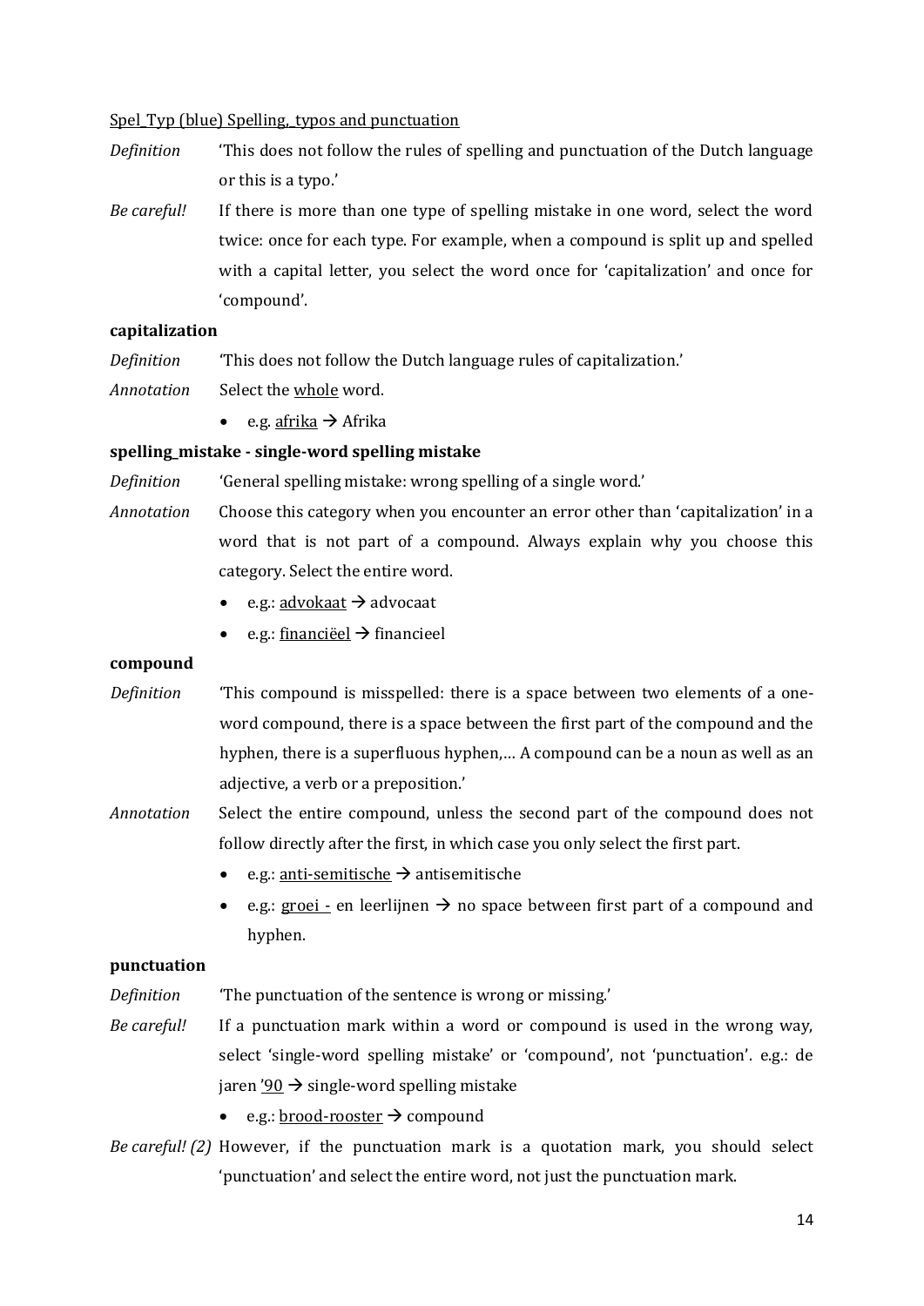<u>Spel_Typ (blue) Spelling, typos and punctuation</u>

*Definition* 'This does not follow the rules of spelling and punctuation of the Dutch language or this is a typo.'

*Be careful!* If there is more than one type of spelling mistake in one word, select the word twice: once for each type. For example, when a compound is split up and spelled with a capital letter, you select the word once for 'capitalization' and once for 'compound'.

**capitalization**

*Definition* 'This does not follow the Dutch language rules of capitalization.'

*Annotation* Select the <u>whole</u> word.

- e.g. <u>afrika</u> → Afrika

**spelling_mistake - single-word spelling mistake**

*Definition* 'General spelling mistake: wrong spelling of a single word.'

*Annotation* Choose this category when you encounter an error other than 'capitalization' in a word that is not part of a compound. Always explain why you choose this category. Select the entire word.

- e.g.: <u>advokaat</u> → advocaat
- e.g.: <u>financiëel</u> → financieel

**compound**

*Definition* 'This compound is misspelled: there is a space between two elements of a one-word compound, there is a space between the first part of the compound and the hyphen, there is a superfluous hyphen,… A compound can be a noun as well as an adjective, a verb or a preposition.'

*Annotation* Select the entire compound, unless the second part of the compound does not follow directly after the first, in which case you only select the first part.

- e.g.: <u>anti-semitische</u> → antisemitische
- e.g.: <u>groei -</u> en leerlijnen → no space between first part of a compound and hyphen.

**punctuation**

*Definition* 'The punctuation of the sentence is wrong or missing.'

*Be careful!* If a punctuation mark within a word or compound is used in the wrong way, select 'single-word spelling mistake' or 'compound', not 'punctuation'. e.g.: de jaren <u>'90</u> → single-word spelling mistake

- e.g.: <u>brood-rooster</u> → compound

*Be careful! (2)* However, if the punctuation mark is a quotation mark, you should select 'punctuation' and select the entire word, not just the punctuation mark.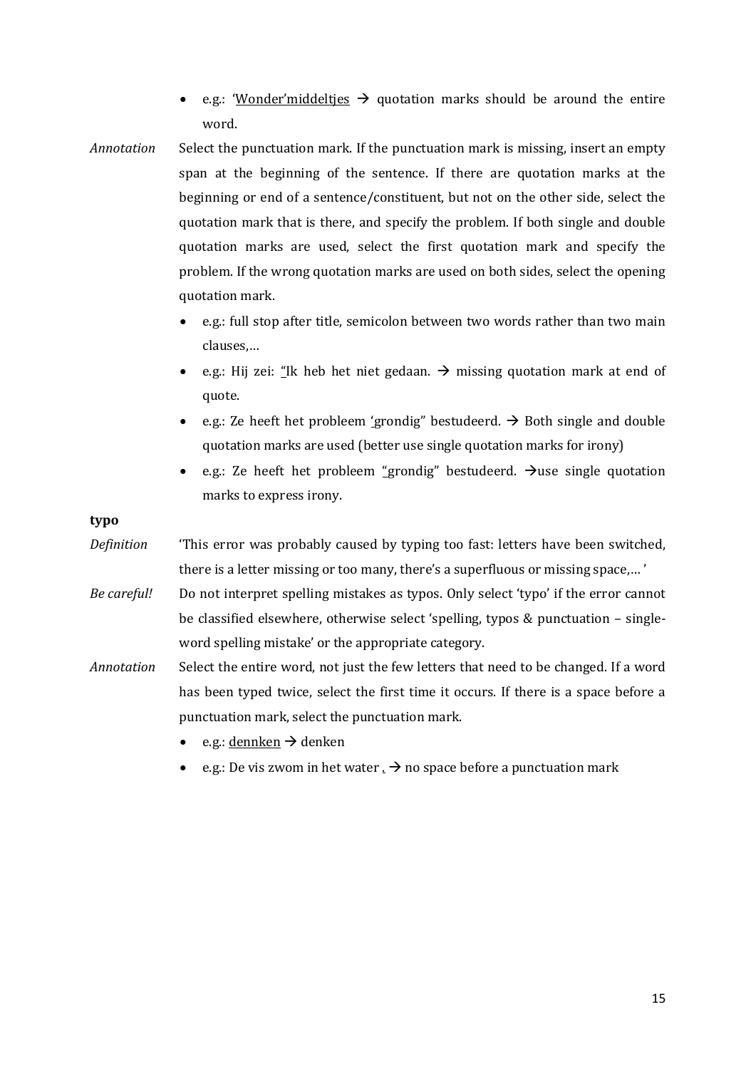- e.g.: 'Wonder'middeltjes → quotation marks should be around the entire word.

*Annotation* Select the punctuation mark. If the punctuation mark is missing, insert an empty span at the beginning of the sentence. If there are quotation marks at the beginning or end of a sentence/constituent, but not on the other side, select the quotation mark that is there, and specify the problem. If both single and double quotation marks are used, select the first quotation mark and specify the problem. If the wrong quotation marks are used on both sides, select the opening quotation mark.

- e.g.: full stop after title, semicolon between two words rather than two main clauses,…
- e.g.: Hij zei: "Ik heb het niet gedaan. → missing quotation mark at end of quote.
- e.g.: Ze heeft het probleem 'grondig" bestudeerd. → Both single and double quotation marks are used (better use single quotation marks for irony)
- e.g.: Ze heeft het probleem "grondig" bestudeerd. →use single quotation marks to express irony.

**typo**

*Definition* 'This error was probably caused by typing too fast: letters have been switched, there is a letter missing or too many, there's a superfluous or missing space,… '

*Be careful!* Do not interpret spelling mistakes as typos. Only select 'typo' if the error cannot be classified elsewhere, otherwise select 'spelling, typos & punctuation – single-word spelling mistake' or the appropriate category.

*Annotation* Select the entire word, not just the few letters that need to be changed. If a word has been typed twice, select the first time it occurs. If there is a space before a punctuation mark, select the punctuation mark.

- e.g.: dennken → denken
- e.g.: De vis zwom in het water . → no space before a punctuation mark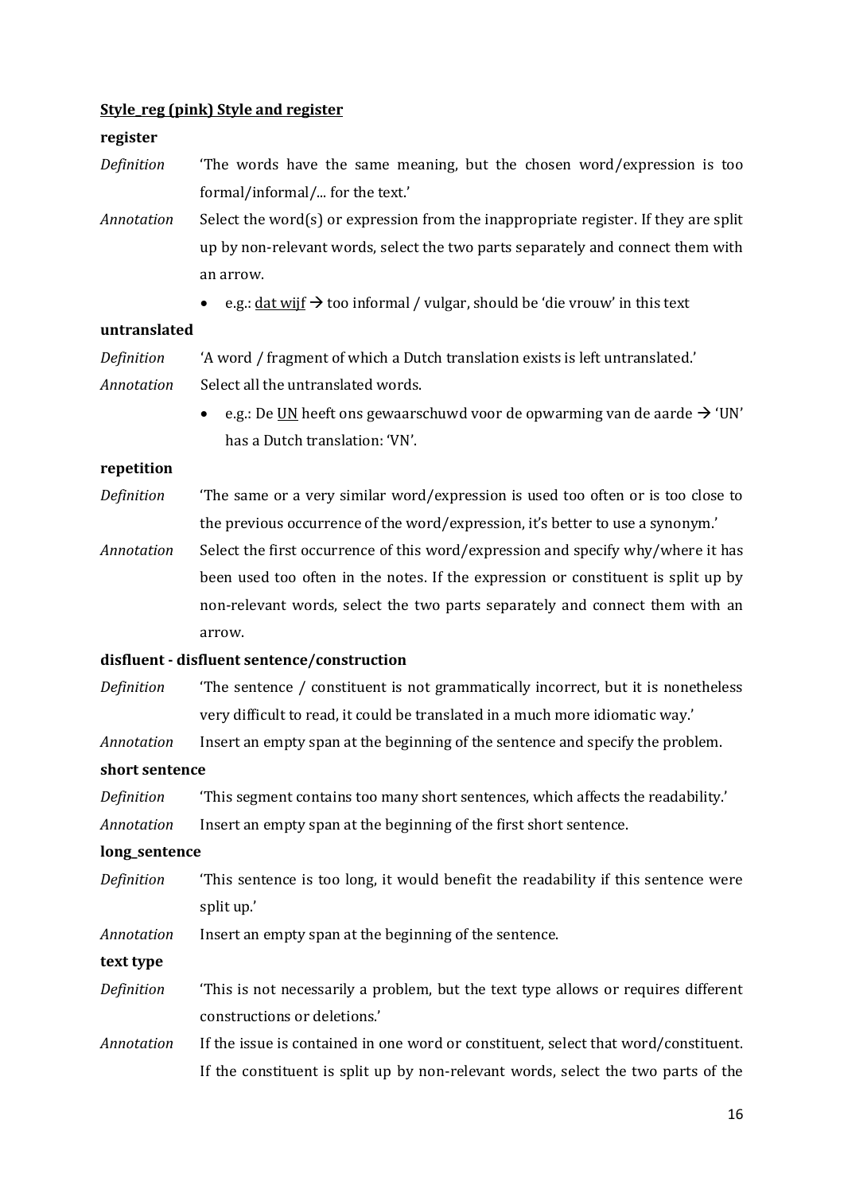**<u>Style_reg (pink) Style and register</u>**

**register**

*Definition* 'The words have the same meaning, but the chosen word/expression is too formal/informal/... for the text.'

*Annotation* Select the word(s) or expression from the inappropriate register. If they are split up by non-relevant words, select the two parts separately and connect them with an arrow.

- e.g.: <u>dat wijf</u> → too informal / vulgar, should be 'die vrouw' in this text

**untranslated**

*Definition* 'A word / fragment of which a Dutch translation exists is left untranslated.'

*Annotation* Select all the untranslated words.

- e.g.: De <u>UN</u> heeft ons gewaarschuwd voor de opwarming van de aarde → 'UN' has a Dutch translation: 'VN'.

**repetition**

*Definition* 'The same or a very similar word/expression is used too often or is too close to the previous occurrence of the word/expression, it's better to use a synonym.'

*Annotation* Select the first occurrence of this word/expression and specify why/where it has been used too often in the notes. If the expression or constituent is split up by non-relevant words, select the two parts separately and connect them with an arrow.

**disfluent - disfluent sentence/construction**

*Definition* 'The sentence / constituent is not grammatically incorrect, but it is nonetheless very difficult to read, it could be translated in a much more idiomatic way.'

*Annotation* Insert an empty span at the beginning of the sentence and specify the problem.

**short sentence**

*Definition* 'This segment contains too many short sentences, which affects the readability.'

*Annotation* Insert an empty span at the beginning of the first short sentence.

**long_sentence**

*Definition* 'This sentence is too long, it would benefit the readability if this sentence were split up.'

*Annotation* Insert an empty span at the beginning of the sentence.

**text type**

*Definition* 'This is not necessarily a problem, but the text type allows or requires different constructions or deletions.'

*Annotation* If the issue is contained in one word or constituent, select that word/constituent. If the constituent is split up by non-relevant words, select the two parts of the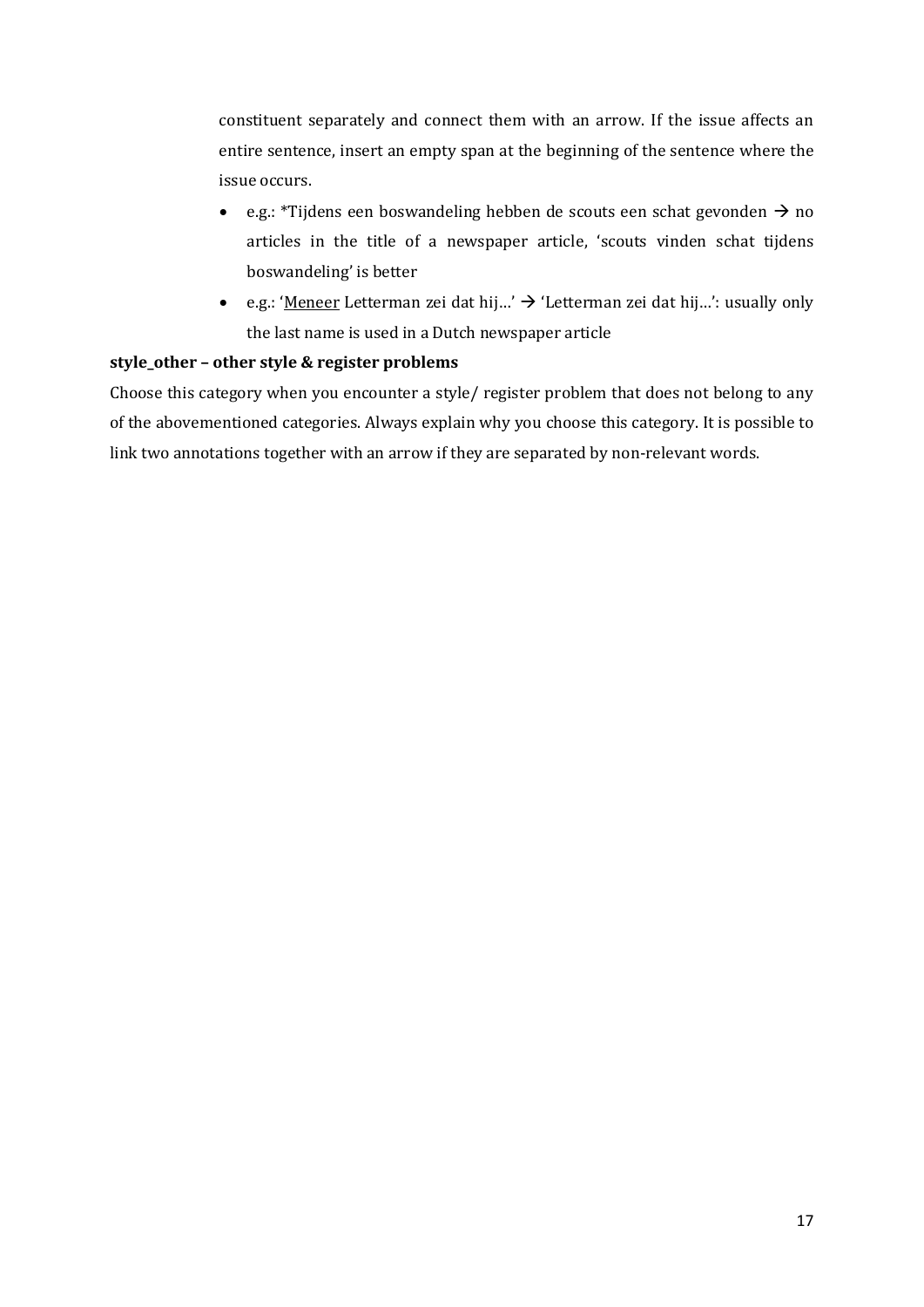constituent separately and connect them with an arrow. If the issue affects an entire sentence, insert an empty span at the beginning of the sentence where the issue occurs.

- e.g.: *Tijdens een boswandeling hebben de scouts een schat gevonden → no articles in the title of a newspaper article, 'scouts vinden schat tijdens boswandeling' is better
- e.g.: '<u>Meneer</u> Letterman zei dat hij…' → 'Letterman zei dat hij…': usually only the last name is used in a Dutch newspaper article

**style_other – other style & register problems**

Choose this category when you encounter a style/ register problem that does not belong to any of the abovementioned categories. Always explain why you choose this category. It is possible to link two annotations together with an arrow if they are separated by non-relevant words.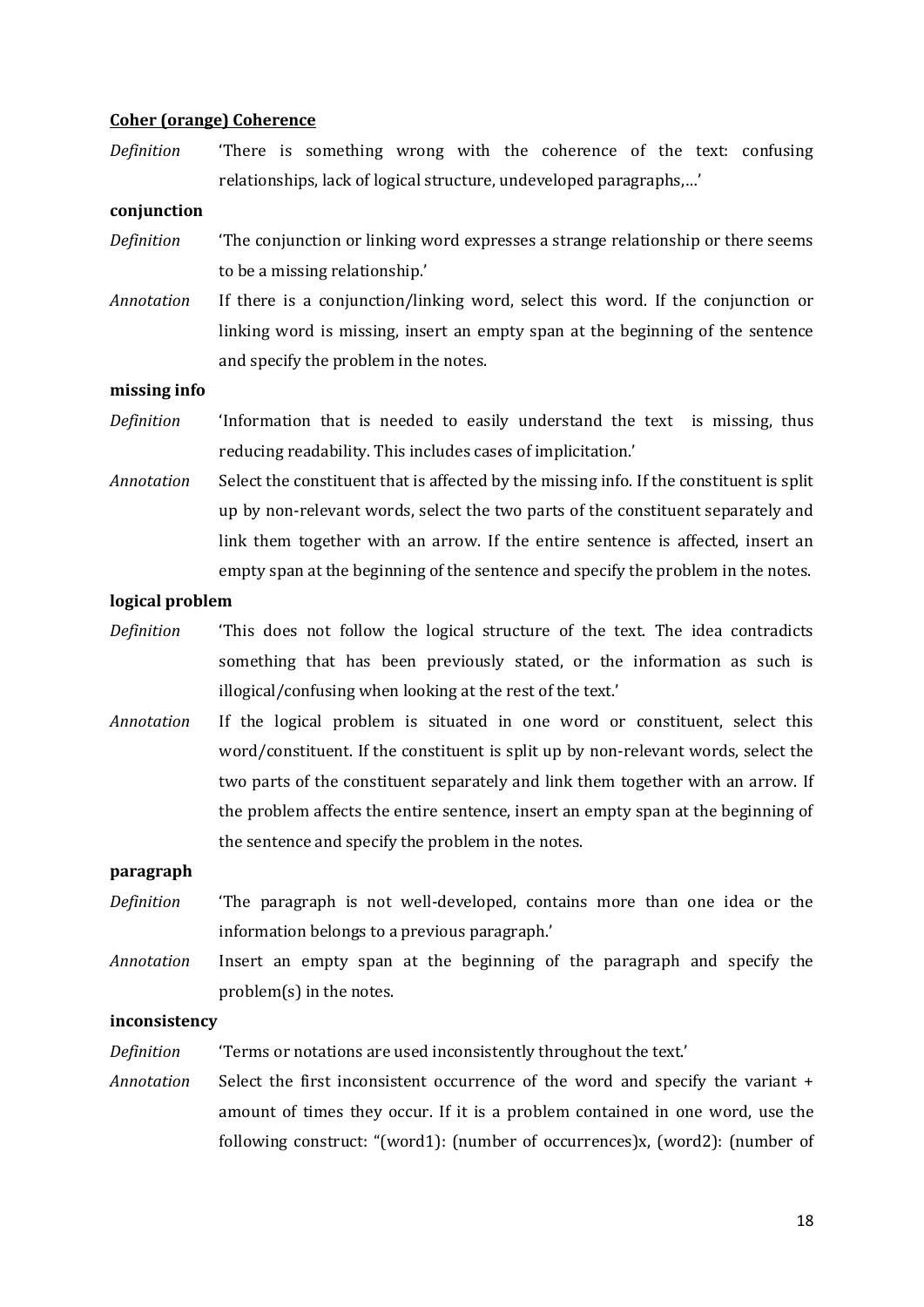**<u>Coher (orange) Coherence</u>**

*Definition* 'There is something wrong with the coherence of the text: confusing relationships, lack of logical structure, undeveloped paragraphs,…'

**conjunction**

*Definition* 'The conjunction or linking word expresses a strange relationship or there seems to be a missing relationship.'

*Annotation* If there is a conjunction/linking word, select this word. If the conjunction or linking word is missing, insert an empty span at the beginning of the sentence and specify the problem in the notes.

**missing info**

*Definition* 'Information that is needed to easily understand the text is missing, thus reducing readability. This includes cases of implicitation.'

*Annotation* Select the constituent that is affected by the missing info. If the constituent is split up by non-relevant words, select the two parts of the constituent separately and link them together with an arrow. If the entire sentence is affected, insert an empty span at the beginning of the sentence and specify the problem in the notes.

**logical problem**

*Definition* 'This does not follow the logical structure of the text. The idea contradicts something that has been previously stated, or the information as such is illogical/confusing when looking at the rest of the text.'

*Annotation* If the logical problem is situated in one word or constituent, select this word/constituent. If the constituent is split up by non-relevant words, select the two parts of the constituent separately and link them together with an arrow. If the problem affects the entire sentence, insert an empty span at the beginning of the sentence and specify the problem in the notes.

**paragraph**

*Definition* 'The paragraph is not well-developed, contains more than one idea or the information belongs to a previous paragraph.'

*Annotation* Insert an empty span at the beginning of the paragraph and specify the problem(s) in the notes.

**inconsistency**

*Definition* 'Terms or notations are used inconsistently throughout the text.'

*Annotation* Select the first inconsistent occurrence of the word and specify the variant + amount of times they occur. If it is a problem contained in one word, use the following construct: "(word1): (number of occurrences)x, (word2): (number of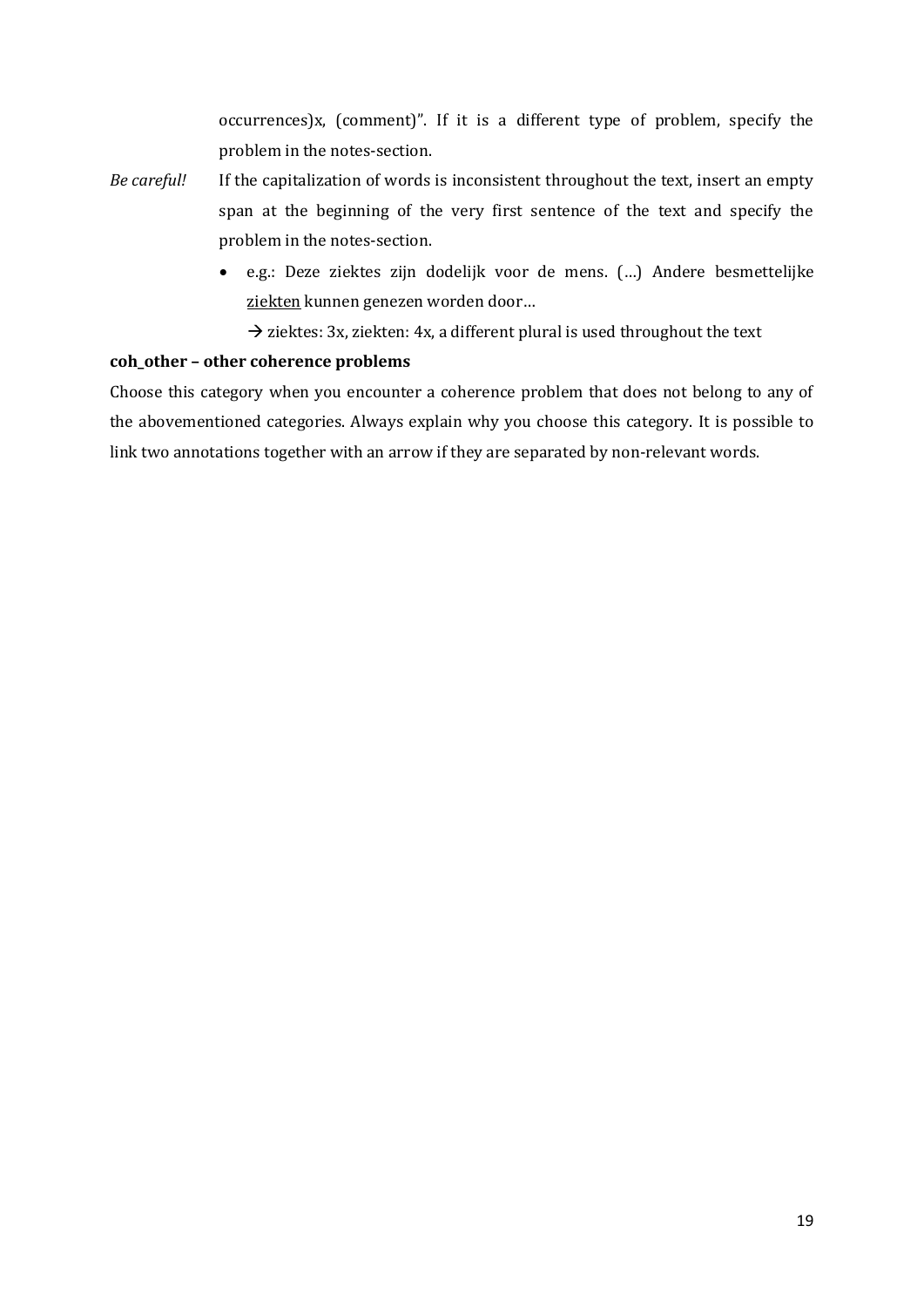occurrences)x, (comment)". If it is a different type of problem, specify the problem in the notes-section.

*Be careful!* If the capitalization of words is inconsistent throughout the text, insert an empty span at the beginning of the very first sentence of the text and specify the problem in the notes-section.

- e.g.: Deze ziektes zijn dodelijk voor de mens. (…) Andere besmettelijke <u>ziekten</u> kunnen genezen worden door…

  → ziektes: 3x, ziekten: 4x, a different plural is used throughout the text

**coh_other – other coherence problems**

Choose this category when you encounter a coherence problem that does not belong to any of the abovementioned categories. Always explain why you choose this category. It is possible to link two annotations together with an arrow if they are separated by non-relevant words.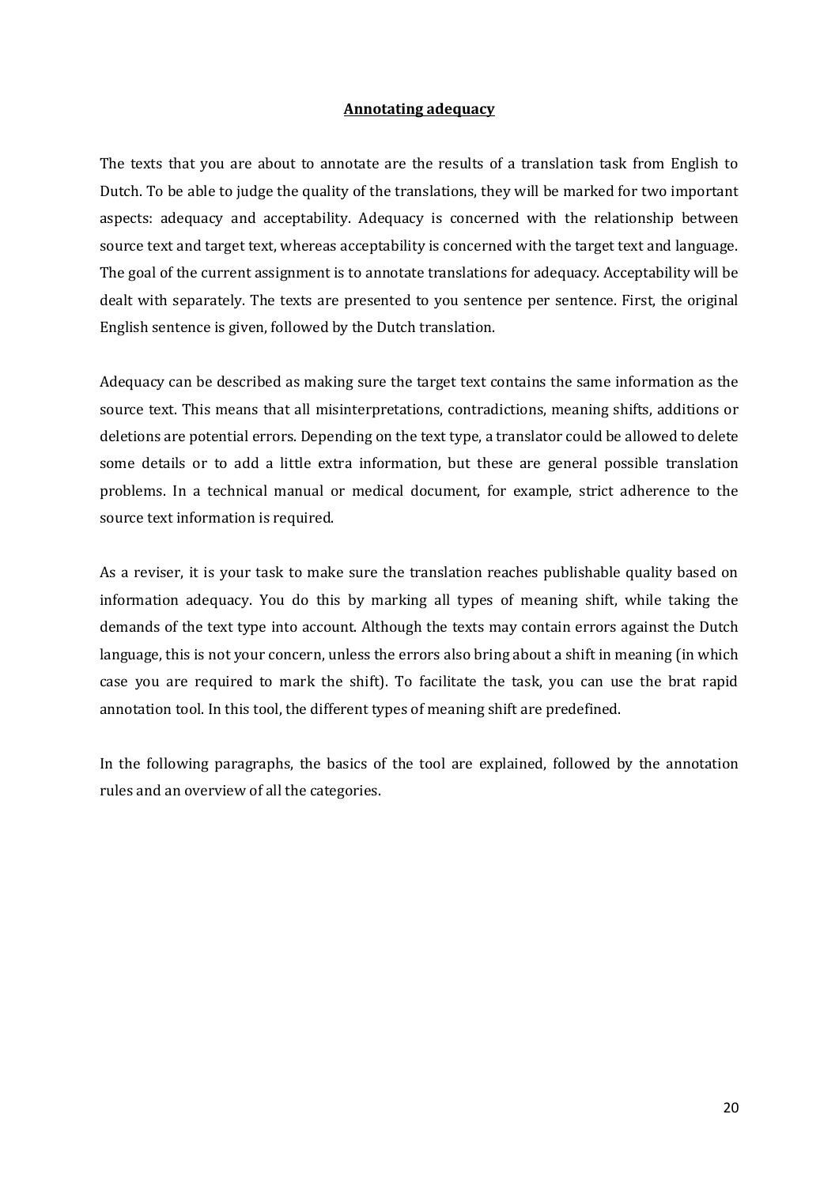## Annotating adequacy

The texts that you are about to annotate are the results of a translation task from English to Dutch. To be able to judge the quality of the translations, they will be marked for two important aspects: adequacy and acceptability. Adequacy is concerned with the relationship between source text and target text, whereas acceptability is concerned with the target text and language. The goal of the current assignment is to annotate translations for adequacy. Acceptability will be dealt with separately. The texts are presented to you sentence per sentence. First, the original English sentence is given, followed by the Dutch translation.

Adequacy can be described as making sure the target text contains the same information as the source text. This means that all misinterpretations, contradictions, meaning shifts, additions or deletions are potential errors. Depending on the text type, a translator could be allowed to delete some details or to add a little extra information, but these are general possible translation problems. In a technical manual or medical document, for example, strict adherence to the source text information is required.

As a reviser, it is your task to make sure the translation reaches publishable quality based on information adequacy. You do this by marking all types of meaning shift, while taking the demands of the text type into account. Although the texts may contain errors against the Dutch language, this is not your concern, unless the errors also bring about a shift in meaning (in which case you are required to mark the shift). To facilitate the task, you can use the brat rapid annotation tool. In this tool, the different types of meaning shift are predefined.

In the following paragraphs, the basics of the tool are explained, followed by the annotation rules and an overview of all the categories.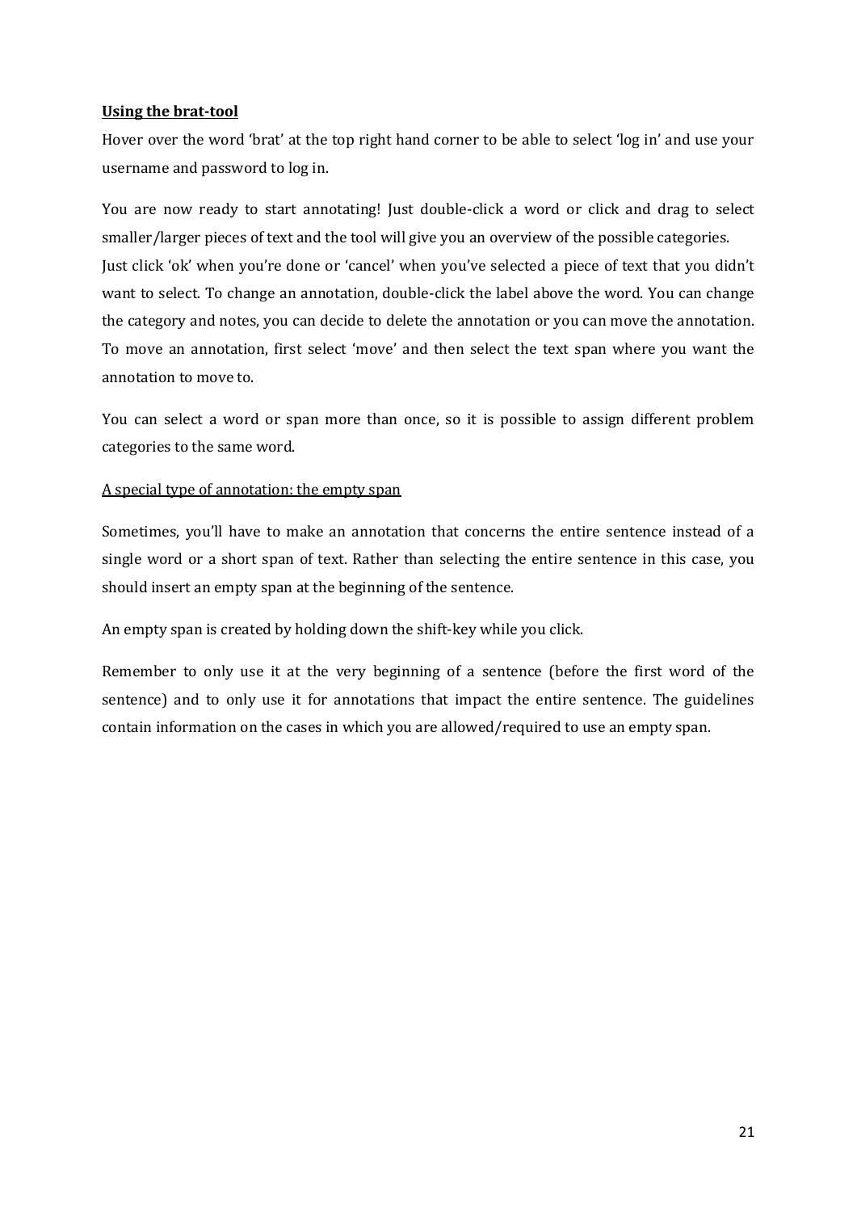## Using the brat-tool

Hover over the word 'brat' at the top right hand corner to be able to select 'log in' and use your username and password to log in.

You are now ready to start annotating! Just double-click a word or click and drag to select smaller/larger pieces of text and the tool will give you an overview of the possible categories. Just click 'ok' when you're done or 'cancel' when you've selected a piece of text that you didn't want to select. To change an annotation, double-click the label above the word. You can change the category and notes, you can decide to delete the annotation or you can move the annotation. To move an annotation, first select 'move' and then select the text span where you want the annotation to move to.

You can select a word or span more than once, so it is possible to assign different problem categories to the same word.

### A special type of annotation: the empty span

Sometimes, you'll have to make an annotation that concerns the entire sentence instead of a single word or a short span of text. Rather than selecting the entire sentence in this case, you should insert an empty span at the beginning of the sentence.

An empty span is created by holding down the shift-key while you click.

Remember to only use it at the very beginning of a sentence (before the first word of the sentence) and to only use it for annotations that impact the entire sentence. The guidelines contain information on the cases in which you are allowed/required to use an empty span.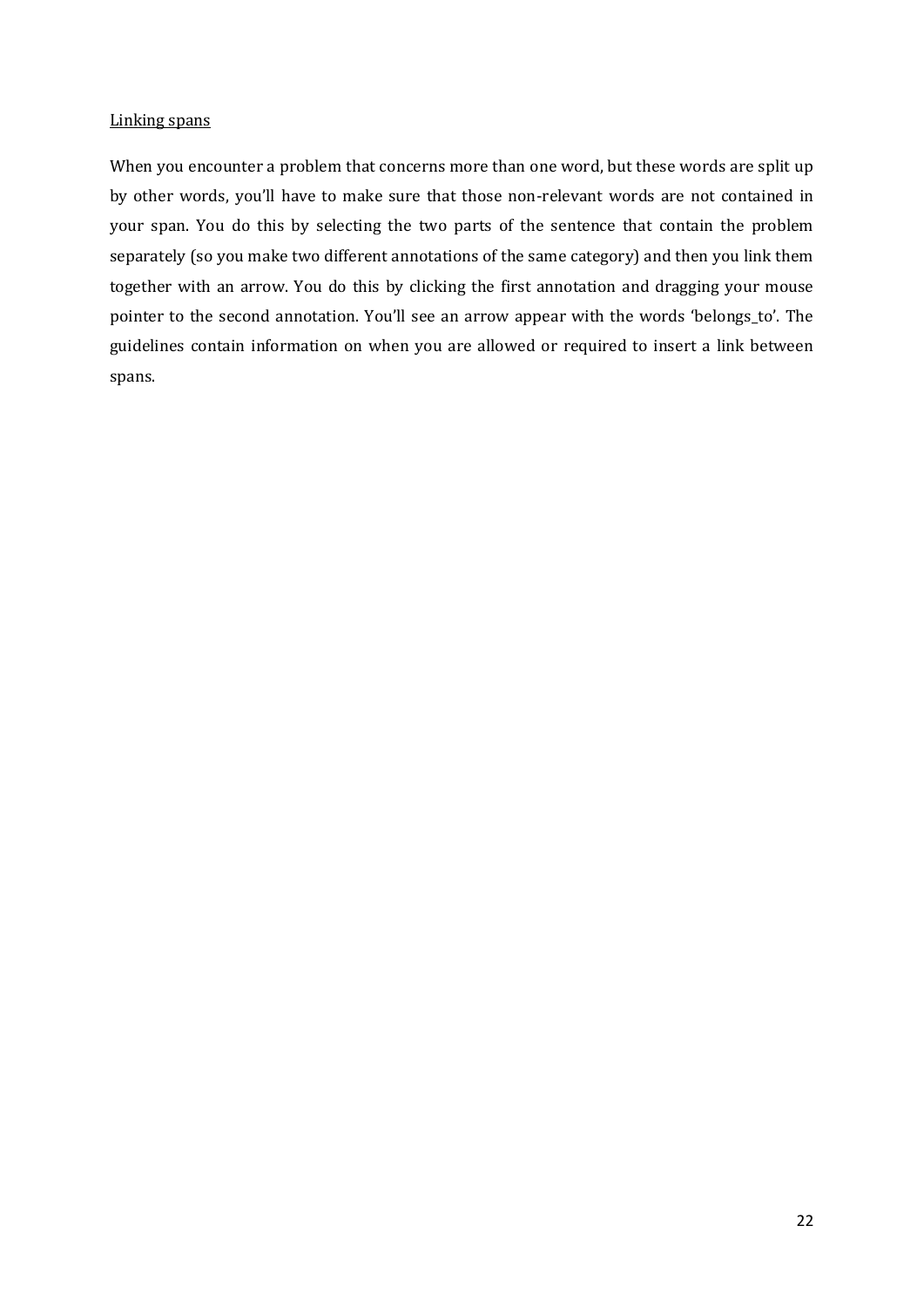Linking spans

When you encounter a problem that concerns more than one word, but these words are split up by other words, you'll have to make sure that those non-relevant words are not contained in your span. You do this by selecting the two parts of the sentence that contain the problem separately (so you make two different annotations of the same category) and then you link them together with an arrow. You do this by clicking the first annotation and dragging your mouse pointer to the second annotation. You'll see an arrow appear with the words 'belongs_to'. The guidelines contain information on when you are allowed or required to insert a link between spans.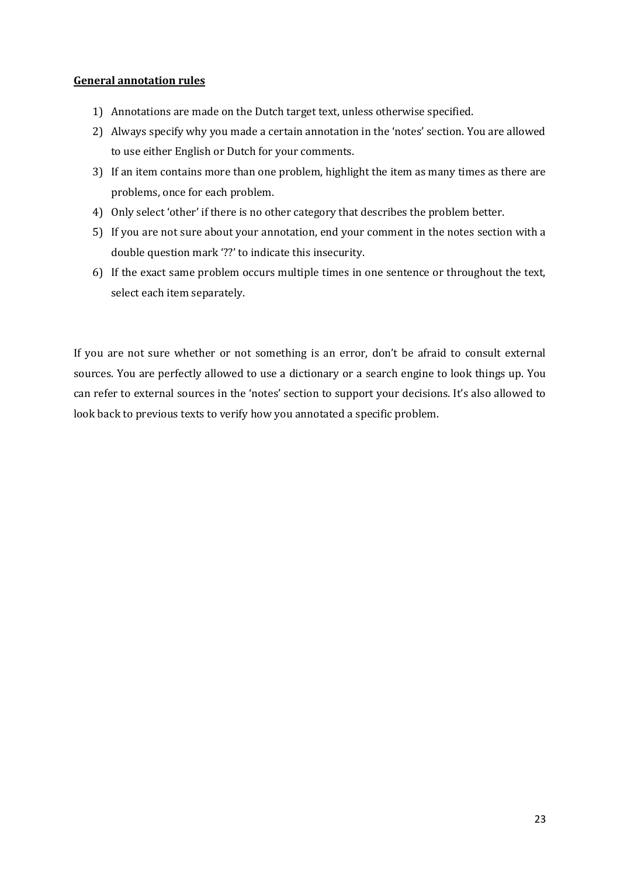**General annotation rules**

1) Annotations are made on the Dutch target text, unless otherwise specified.
2) Always specify why you made a certain annotation in the 'notes' section. You are allowed to use either English or Dutch for your comments.
3) If an item contains more than one problem, highlight the item as many times as there are problems, once for each problem.
4) Only select 'other' if there is no other category that describes the problem better.
5) If you are not sure about your annotation, end your comment in the notes section with a double question mark '??' to indicate this insecurity.
6) If the exact same problem occurs multiple times in one sentence or throughout the text, select each item separately.

If you are not sure whether or not something is an error, don't be afraid to consult external sources. You are perfectly allowed to use a dictionary or a search engine to look things up. You can refer to external sources in the 'notes' section to support your decisions. It's also allowed to look back to previous texts to verify how you annotated a specific problem.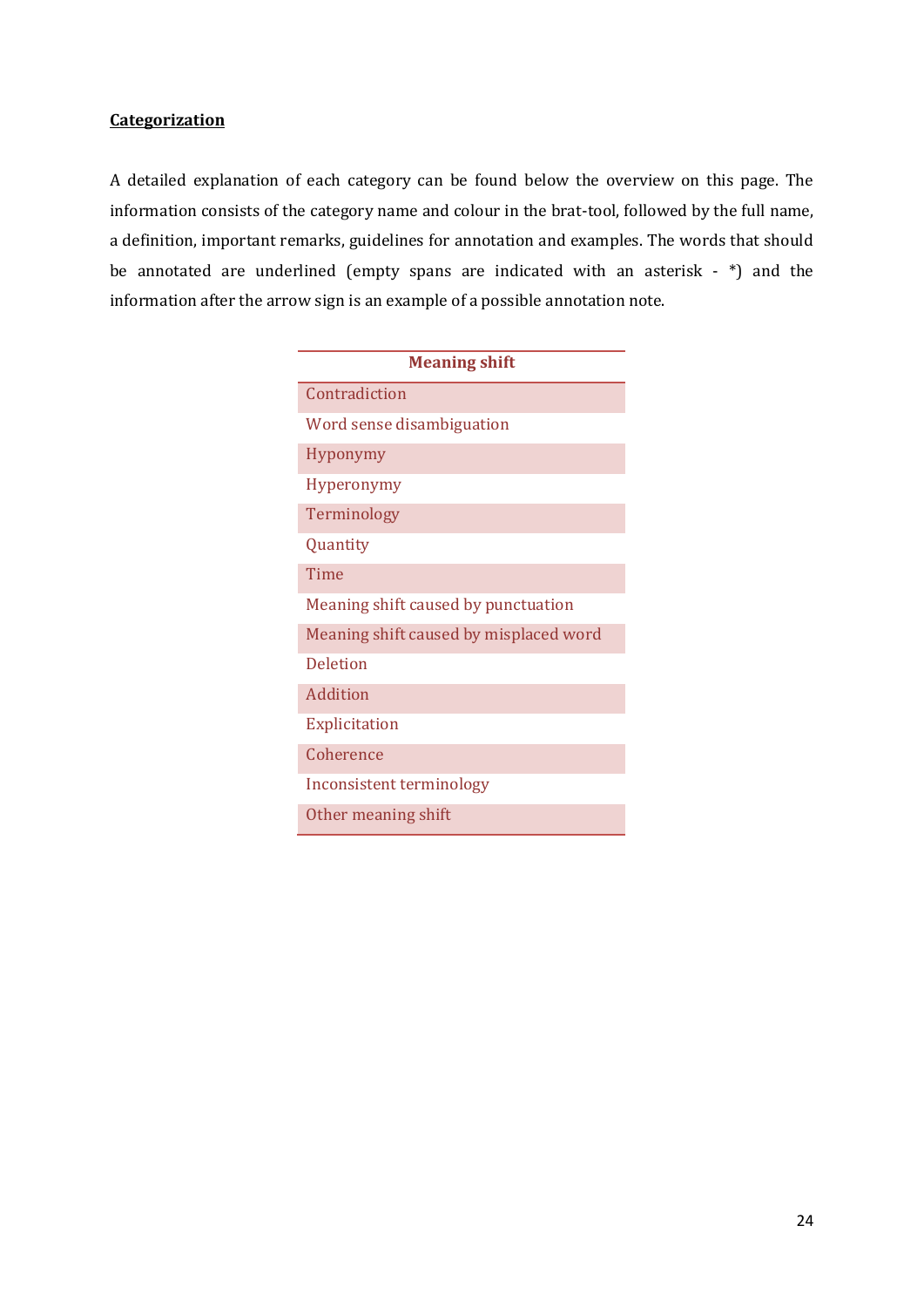**Categorization**

A detailed explanation of each category can be found below the overview on this page. The information consists of the category name and colour in the brat-tool, followed by the full name, a definition, important remarks, guidelines for annotation and examples. The words that should be annotated are underlined (empty spans are indicated with an asterisk - *) and the information after the arrow sign is an example of a possible annotation note.

| Meaning shift |
|---|
| Contradiction |
| Word sense disambiguation |
| Hyponymy |
| Hyperonymy |
| Terminology |
| Quantity |
| Time |
| Meaning shift caused by punctuation |
| Meaning shift caused by misplaced word |
| Deletion |
| Addition |
| Explicitation |
| Coherence |
| Inconsistent terminology |
| Other meaning shift |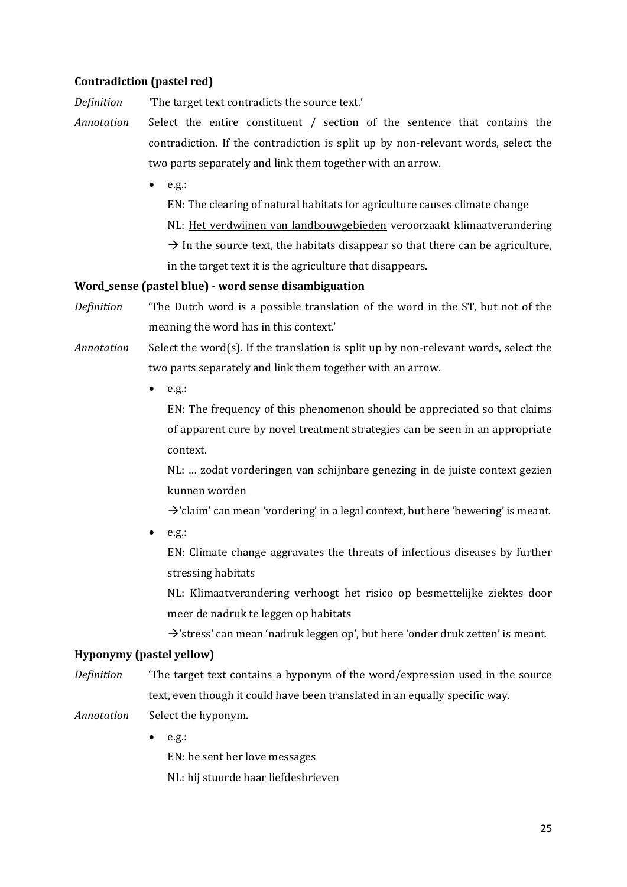**Contradiction (pastel red)**

*Definition* 'The target text contradicts the source text.'

*Annotation* Select the entire constituent / section of the sentence that contains the contradiction. If the contradiction is split up by non-relevant words, select the two parts separately and link them together with an arrow.

- e.g.:

  EN: The clearing of natural habitats for agriculture causes climate change

  NL: <u>Het verdwijnen van landbouwgebieden</u> veroorzaakt klimaatverandering

  → In the source text, the habitats disappear so that there can be agriculture, in the target text it is the agriculture that disappears.

**Word_sense (pastel blue) - word sense disambiguation**

*Definition* 'The Dutch word is a possible translation of the word in the ST, but not of the meaning the word has in this context.'

*Annotation* Select the word(s). If the translation is split up by non-relevant words, select the two parts separately and link them together with an arrow.

- e.g.:

  EN: The frequency of this phenomenon should be appreciated so that claims of apparent cure by novel treatment strategies can be seen in an appropriate context.

  NL: … zodat <u>vorderingen</u> van schijnbare genezing in de juiste context gezien kunnen worden

  →'claim' can mean 'vordering' in a legal context, but here 'bewering' is meant.

- e.g.:

  EN: Climate change aggravates the threats of infectious diseases by further stressing habitats

  NL: Klimaatverandering verhoogt het risico op besmettelijke ziektes door meer <u>de nadruk te leggen op</u> habitats

  →'stress' can mean 'nadruk leggen op', but here 'onder druk zetten' is meant.

**Hyponymy (pastel yellow)**

*Definition* 'The target text contains a hyponym of the word/expression used in the source text, even though it could have been translated in an equally specific way.

*Annotation* Select the hyponym.

- e.g.:

  EN: he sent her love messages

  NL: hij stuurde haar <u>liefdesbrieven</u>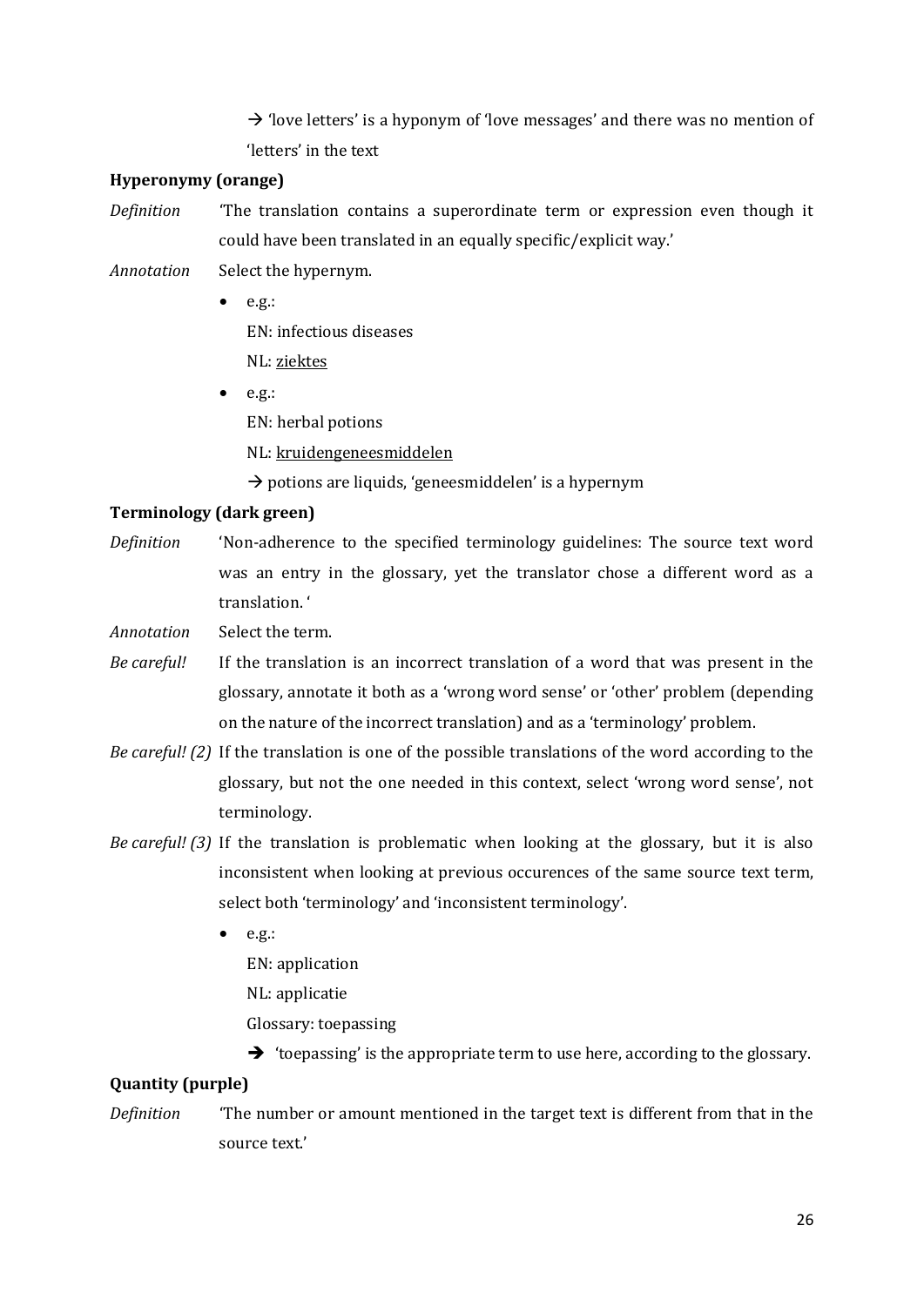→ 'love letters' is a hyponym of 'love messages' and there was no mention of 'letters' in the text

**Hyperonymy (orange)**

*Definition* 'The translation contains a superordinate term or expression even though it could have been translated in an equally specific/explicit way.'

*Annotation* Select the hypernym.

- e.g.:
  EN: infectious diseases
  NL: <u>ziektes</u>
- e.g.:
  EN: herbal potions
  NL: <u>kruidengeneesmiddelen</u>
  → potions are liquids, 'geneesmiddelen' is a hypernym

**Terminology (dark green)**

*Definition* 'Non-adherence to the specified terminology guidelines: The source text word was an entry in the glossary, yet the translator chose a different word as a translation. '

*Annotation* Select the term.

*Be careful!* If the translation is an incorrect translation of a word that was present in the glossary, annotate it both as a 'wrong word sense' or 'other' problem (depending on the nature of the incorrect translation) and as a 'terminology' problem.

*Be careful! (2)* If the translation is one of the possible translations of the word according to the glossary, but not the one needed in this context, select 'wrong word sense', not terminology.

*Be careful! (3)* If the translation is problematic when looking at the glossary, but it is also inconsistent when looking at previous occurences of the same source text term, select both 'terminology' and 'inconsistent terminology'.

- e.g.:
  EN: application
  NL: applicatie
  Glossary: toepassing
  ➔ 'toepassing' is the appropriate term to use here, according to the glossary.

**Quantity (purple)**

*Definition* 'The number or amount mentioned in the target text is different from that in the source text.'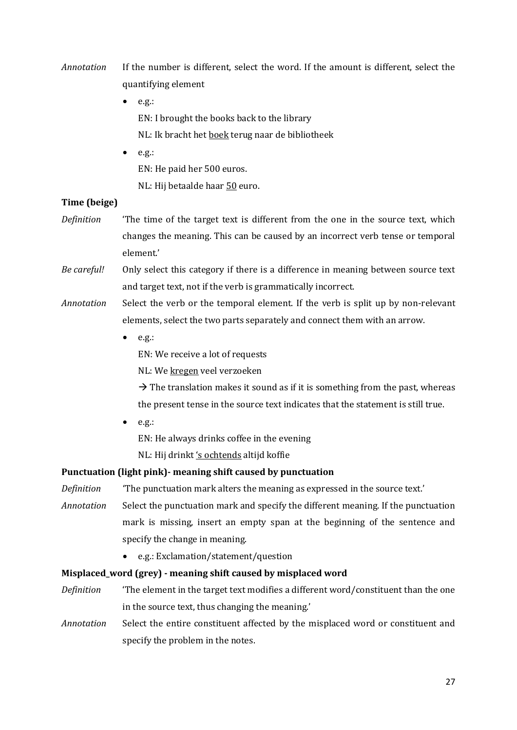*Annotation* If the number is different, select the word. If the amount is different, select the quantifying element

- e.g.:
  EN: I brought the books back to the library
  NL: Ik bracht het <u>boek</u> terug naar de bibliotheek
- e.g.:
  EN: He paid her 500 euros.
  NL: Hij betaalde haar <u>50</u> euro.

**Time (beige)**

*Definition* 'The time of the target text is different from the one in the source text, which changes the meaning. This can be caused by an incorrect verb tense or temporal element.'

*Be careful!* Only select this category if there is a difference in meaning between source text and target text, not if the verb is grammatically incorrect.

*Annotation* Select the verb or the temporal element. If the verb is split up by non-relevant elements, select the two parts separately and connect them with an arrow.

- e.g.:
  EN: We receive a lot of requests
  NL: We <u>kregen</u> veel verzoeken
  → The translation makes it sound as if it is something from the past, whereas the present tense in the source text indicates that the statement is still true.
- e.g.:
  EN: He always drinks coffee in the evening
  NL: Hij drinkt <u>'s ochtends</u> altijd koffie

**Punctuation (light pink)- meaning shift caused by punctuation**

*Definition* 'The punctuation mark alters the meaning as expressed in the source text.'

*Annotation* Select the punctuation mark and specify the different meaning. If the punctuation mark is missing, insert an empty span at the beginning of the sentence and specify the change in meaning.

- e.g.: Exclamation/statement/question

**Misplaced_word (grey) - meaning shift caused by misplaced word**

*Definition* 'The element in the target text modifies a different word/constituent than the one in the source text, thus changing the meaning.'

*Annotation* Select the entire constituent affected by the misplaced word or constituent and specify the problem in the notes.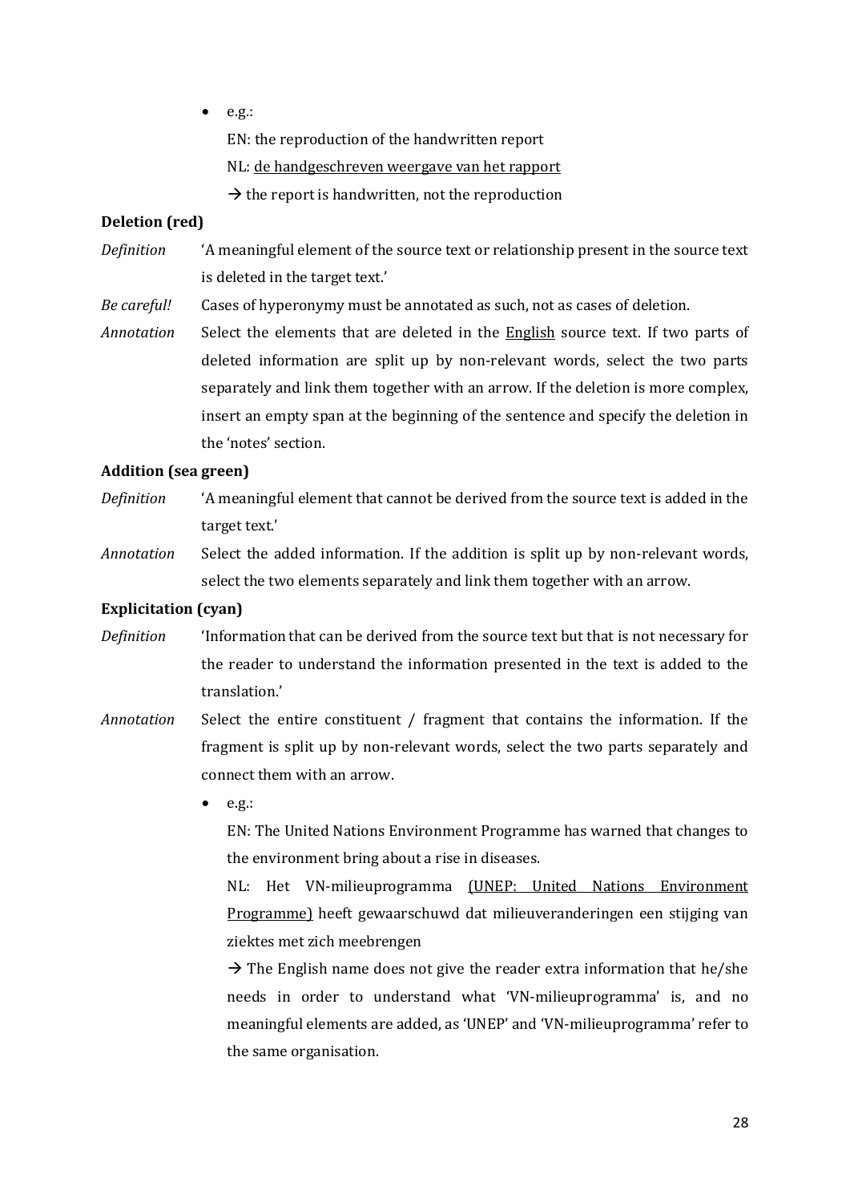- e.g.:

  EN: the reproduction of the handwritten report

  NL: <u>de handgeschreven weergave van het rapport</u>

  → the report is handwritten, not the reproduction

**Deletion (red)**

*Definition* 'A meaningful element of the source text or relationship present in the source text is deleted in the target text.'

*Be careful!* Cases of hyperonymy must be annotated as such, not as cases of deletion.

*Annotation* Select the elements that are deleted in the <u>English</u> source text. If two parts of deleted information are split up by non-relevant words, select the two parts separately and link them together with an arrow. If the deletion is more complex, insert an empty span at the beginning of the sentence and specify the deletion in the 'notes' section.

**Addition (sea green)**

*Definition* 'A meaningful element that cannot be derived from the source text is added in the target text.'

*Annotation* Select the added information. If the addition is split up by non-relevant words, select the two elements separately and link them together with an arrow.

**Explicitation (cyan)**

*Definition* 'Information that can be derived from the source text but that is not necessary for the reader to understand the information presented in the text is added to the translation.'

*Annotation* Select the entire constituent / fragment that contains the information. If the fragment is split up by non-relevant words, select the two parts separately and connect them with an arrow.

- e.g.:

  EN: The United Nations Environment Programme has warned that changes to the environment bring about a rise in diseases.

  NL: Het VN-milieuprogramma <u>(UNEP: United Nations Environment Programme)</u> heeft gewaarschuwd dat milieuveranderingen een stijging van ziektes met zich meebrengen

  → The English name does not give the reader extra information that he/she needs in order to understand what 'VN-milieuprogramma' is, and no meaningful elements are added, as 'UNEP' and 'VN-milieuprogramma' refer to the same organisation.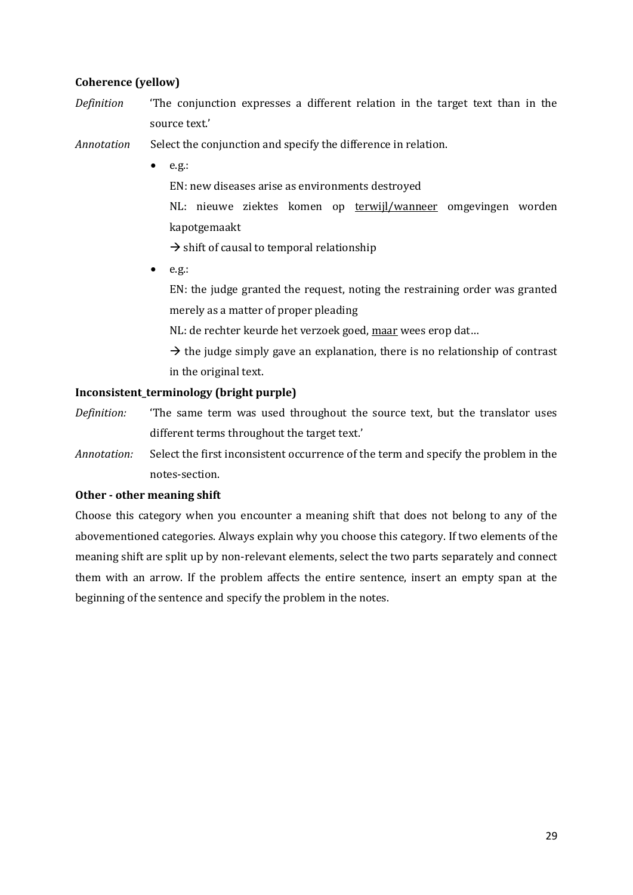**Coherence (yellow)**

*Definition* 'The conjunction expresses a different relation in the target text than in the source text.'

*Annotation* Select the conjunction and specify the difference in relation.

- e.g.:

  EN: new diseases arise as environments destroyed

  NL: nieuwe ziektes komen op <u>terwijl/wanneer</u> omgevingen worden kapotgemaakt

  → shift of causal to temporal relationship

- e.g.:

  EN: the judge granted the request, noting the restraining order was granted merely as a matter of proper pleading

  NL: de rechter keurde het verzoek goed, <u>maar</u> wees erop dat…

  → the judge simply gave an explanation, there is no relationship of contrast in the original text.

**Inconsistent_terminology (bright purple)**

*Definition:* 'The same term was used throughout the source text, but the translator uses different terms throughout the target text.'

*Annotation:* Select the first inconsistent occurrence of the term and specify the problem in the notes-section.

**Other - other meaning shift**

Choose this category when you encounter a meaning shift that does not belong to any of the abovementioned categories. Always explain why you choose this category. If two elements of the meaning shift are split up by non-relevant elements, select the two parts separately and connect them with an arrow. If the problem affects the entire sentence, insert an empty span at the beginning of the sentence and specify the problem in the notes.